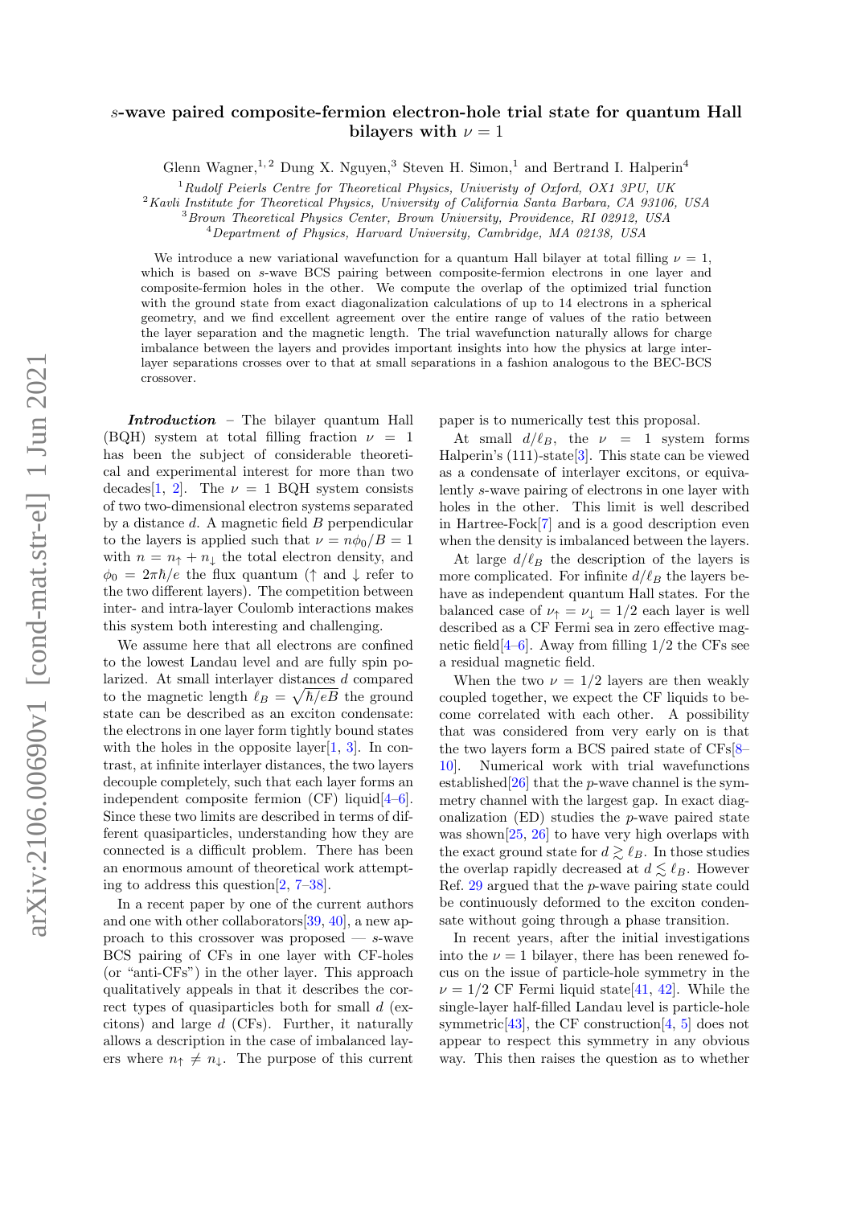# $s$-wave paired composite-fermion electron-hole trial state for quantum Hall bilayers with $\nu = 1$

Glenn Wagner,[1,2] Dung X. Nguyen,[3] Steven H. Simon,[1] and Bertrand I. Halperin[4]

[1] *Rudolf Peierls Centre for Theoretical Physics, Univeristy of Oxford, OX1 3PU, UK*
[2] *Kavli Institute for Theoretical Physics, University of California Santa Barbara, CA 93106, USA*
[3] *Brown Theoretical Physics Center, Brown University, Providence, RI 02912, USA*
[4] *Department of Physics, Harvard University, Cambridge, MA 02138, USA*

We introduce a new variational wavefunction for a quantum Hall bilayer at total filling $\nu = 1$, which is based on $s$-wave BCS pairing between composite-fermion electrons in one layer and composite-fermion holes in the other. We compute the overlap of the optimized trial function with the ground state from exact diagonalization calculations of up to 14 electrons in a spherical geometry, and we find excellent agreement over the entire range of values of the ratio between the layer separation and the magnetic length. The trial wavefunction naturally allows for charge imbalance between the layers and provides important insights into how the physics at large interlayer separations crosses over to that at small separations in a fashion analogous to the BEC-BCS crossover.

***Introduction*** – The bilayer quantum Hall (BQH) system at total filling fraction $\nu = 1$ has been the subject of considerable theoretical and experimental interest for more than two decades[1, 2]. The $\nu = 1$ BQH system consists of two two-dimensional electron systems separated by a distance $d$. A magnetic field $B$ perpendicular to the layers is applied such that $\nu = n\phi_0/B = 1$ with $n = n_\uparrow + n_\downarrow$ the total electron density, and $\phi_0 = 2\pi\hbar/e$ the flux quantum ($\uparrow$ and $\downarrow$ refer to the two different layers). The competition between inter- and intra-layer Coulomb interactions makes this system both interesting and challenging.

We assume here that all electrons are confined to the lowest Landau level and are fully spin polarized. At small interlayer distances $d$ compared to the magnetic length $\ell_B = \sqrt{\hbar/eB}$ the ground state can be described as an exciton condensate: the electrons in one layer form tightly bound states with the holes in the opposite layer[1, 3]. In contrast, at infinite interlayer distances, the two layers decouple completely, such that each layer forms an independent composite fermion (CF) liquid[4–6]. Since these two limits are described in terms of different quasiparticles, understanding how they are connected is a difficult problem. There has been an enormous amount of theoretical work attempting to address this question[2, 7–38].

In a recent paper by one of the current authors and one with other collaborators[39, 40], a new approach to this crossover was proposed — $s$-wave BCS pairing of CFs in one layer with CF-holes (or "anti-CFs") in the other layer. This approach qualitatively appeals in that it describes the correct types of quasiparticles both for small $d$ (excitons) and large $d$ (CFs). Further, it naturally allows a description in the case of imbalanced layers where $n_\uparrow \neq n_\downarrow$. The purpose of this current paper is to numerically test this proposal.

At small $d/\ell_B$, the $\nu = 1$ system forms Halperin's (111)-state[3]. This state can be viewed as a condensate of interlayer excitons, or equivalently $s$-wave pairing of electrons in one layer with holes in the other. This limit is well described in Hartree-Fock[7] and is a good description even when the density is imbalanced between the layers.

At large $d/\ell_B$ the description of the layers is more complicated. For infinite $d/\ell_B$ the layers behave as independent quantum Hall states. For the balanced case of $\nu_\uparrow = \nu_\downarrow = 1/2$ each layer is well described as a CF Fermi sea in zero effective magnetic field[4–6]. Away from filling 1/2 the CFs see a residual magnetic field.

When the two $\nu = 1/2$ layers are then weakly coupled together, we expect the CF liquids to become correlated with each other. A possibility that was considered from very early on is that the two layers form a BCS paired state of CFs[8–10]. Numerical work with trial wavefunctions established[26] that the $p$-wave channel is the symmetry channel with the largest gap. In exact diagonalization (ED) studies the $p$-wave paired state was shown[25, 26] to have very high overlaps with the exact ground state for $d \gtrsim \ell_B$. In those studies the overlap rapidly decreased at $d \lesssim \ell_B$. However Ref. 29 argued that the $p$-wave pairing state could be continuously deformed to the exciton condensate without going through a phase transition.

In recent years, after the initial investigations into the $\nu = 1$ bilayer, there has been renewed focus on the issue of particle-hole symmetry in the $\nu = 1/2$ CF Fermi liquid state[41, 42]. While the single-layer half-filled Landau level is particle-hole symmetric[43], the CF construction[4, 5] does not appear to respect this symmetry in any obvious way. This then raises the question as to whether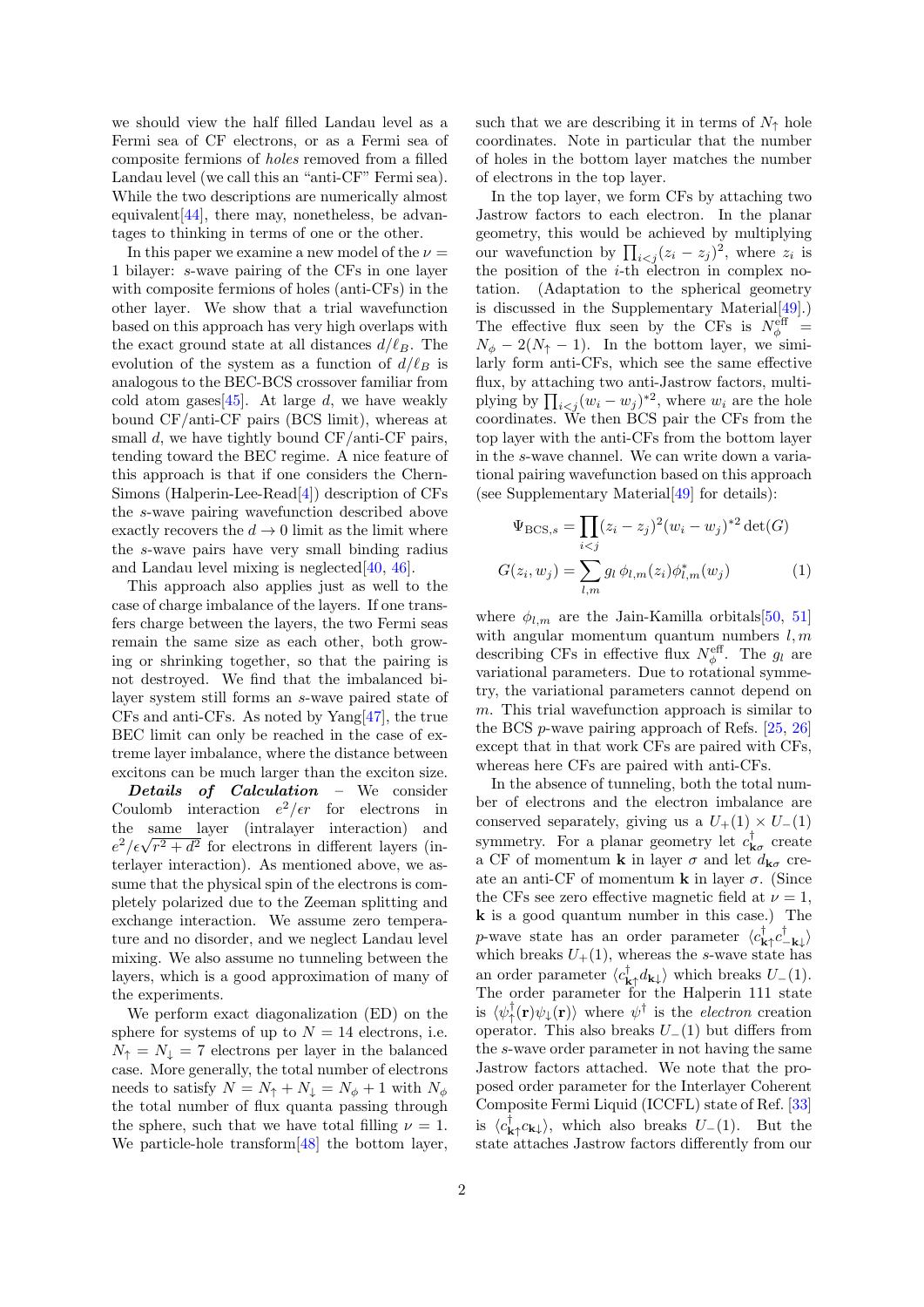we should view the half filled Landau level as a Fermi sea of CF electrons, or as a Fermi sea of composite fermions of *holes* removed from a filled Landau level (we call this an "anti-CF" Fermi sea). While the two descriptions are numerically almost equivalent[44], there may, nonetheless, be advantages to thinking in terms of one or the other.

In this paper we examine a new model of the $\nu = 1$ bilayer: $s$-wave pairing of the CFs in one layer with composite fermions of holes (anti-CFs) in the other layer. We show that a trial wavefunction based on this approach has very high overlaps with the exact ground state at all distances $d/\ell_B$. The evolution of the system as a function of $d/\ell_B$ is analogous to the BEC-BCS crossover familiar from cold atom gases[45]. At large $d$, we have weakly bound CF/anti-CF pairs (BCS limit), whereas at small $d$, we have tightly bound CF/anti-CF pairs, tending toward the BEC regime. A nice feature of this approach is that if one considers the Chern-Simons (Halperin-Lee-Read[4]) description of CFs the $s$-wave pairing wavefunction described above exactly recovers the $d \to 0$ limit as the limit where the $s$-wave pairs have very small binding radius and Landau level mixing is neglected[40, 46].

This approach also applies just as well to the case of charge imbalance of the layers. If one transfers charge between the layers, the two Fermi seas remain the same size as each other, both growing or shrinking together, so that the pairing is not destroyed. We find that the imbalanced bilayer system still forms an $s$-wave paired state of CFs and anti-CFs. As noted by Yang[47], the true BEC limit can only be reached in the case of extreme layer imbalance, where the distance between excitons can be much larger than the exciton size.

***Details of Calculation*** – We consider Coulomb interaction $e^2/\epsilon r$ for electrons in the same layer (intralayer interaction) and $e^2/\epsilon\sqrt{r^2 + d^2}$ for electrons in different layers (interlayer interaction). As mentioned above, we assume that the physical spin of the electrons is completely polarized due to the Zeeman splitting and exchange interaction. We assume zero temperature and no disorder, and we neglect Landau level mixing. We also assume no tunneling between the layers, which is a good approximation of many of the experiments.

We perform exact diagonalization (ED) on the sphere for systems of up to $N = 14$ electrons, i.e. $N_\uparrow = N_\downarrow = 7$ electrons per layer in the balanced case. More generally, the total number of electrons needs to satisfy $N = N_\uparrow + N_\downarrow = N_\phi + 1$ with $N_\phi$ the total number of flux quanta passing through the sphere, such that we have total filling $\nu = 1$. We particle-hole transform[48] the bottom layer, such that we are describing it in terms of $N_\uparrow$ hole coordinates. Note in particular that the number of holes in the bottom layer matches the number of electrons in the top layer.

In the top layer, we form CFs by attaching two Jastrow factors to each electron. In the planar geometry, this would be achieved by multiplying our wavefunction by $\prod_{i<j}(z_i - z_j)^2$, where $z_i$ is the position of the $i$-th electron in complex notation. (Adaptation to the spherical geometry is discussed in the Supplementary Material[49].) The effective flux seen by the CFs is $N_\phi^{\text{eff}} = N_\phi - 2(N_\uparrow - 1)$. In the bottom layer, we similarly form anti-CFs, which see the same effective flux, by attaching two anti-Jastrow factors, multiplying by $\prod_{i<j}(w_i - w_j)^{*2}$, where $w_i$ are the hole coordinates. We then BCS pair the CFs from the top layer with the anti-CFs from the bottom layer in the $s$-wave channel. We can write down a variational pairing wavefunction based on this approach (see Supplementary Material[49] for details):

$$\Psi_{\text{BCS},s} = \prod_{i<j}(z_i - z_j)^2(w_i - w_j)^{*2}\det(G)$$

$$G(z_i, w_j) = \sum_{l,m} g_l\, \phi_{l,m}(z_i)\phi^*_{l,m}(w_j) \tag{1}$$

where $\phi_{l,m}$ are the Jain-Kamilla orbitals[50, 51] with angular momentum quantum numbers $l, m$ describing CFs in effective flux $N_\phi^{\text{eff}}$. The $g_l$ are variational parameters. Due to rotational symmetry, the variational parameters cannot depend on $m$. This trial wavefunction approach is similar to the BCS $p$-wave pairing approach of Refs. [25, 26] except that in that work CFs are paired with CFs, whereas here CFs are paired with anti-CFs.

In the absence of tunneling, both the total number of electrons and the electron imbalance are conserved separately, giving us a $U_+(1) \times U_-(1)$ symmetry. For a planar geometry let $c^\dagger_{\mathbf{k}\sigma}$ create a CF of momentum $\mathbf{k}$ in layer $\sigma$ and let $d_{\mathbf{k}\sigma}$ create an anti-CF of momentum $\mathbf{k}$ in layer $\sigma$. (Since the CFs see zero effective magnetic field at $\nu = 1$, $\mathbf{k}$ is a good quantum number in this case.) The $p$-wave state has an order parameter $\langle c^\dagger_{\mathbf{k}\uparrow} c^\dagger_{-\mathbf{k}\downarrow}\rangle$ which breaks $U_+(1)$, whereas the $s$-wave state has an order parameter $\langle c^\dagger_{\mathbf{k}\uparrow} d_{\mathbf{k}\downarrow}\rangle$ which breaks $U_-(1)$. The order parameter for the Halperin 111 state is $\langle \psi^\dagger_\uparrow(\mathbf{r})\psi_\downarrow(\mathbf{r})\rangle$ where $\psi^\dagger$ is the *electron* creation operator. This also breaks $U_-(1)$ but differs from the $s$-wave order parameter in not having the same Jastrow factors attached. We note that the proposed order parameter for the Interlayer Coherent Composite Fermi Liquid (ICCFL) state of Ref. [33] is $\langle c^\dagger_{\mathbf{k}\uparrow} c_{\mathbf{k}\downarrow}\rangle$, which also breaks $U_-(1)$. But the state attaches Jastrow factors differently from our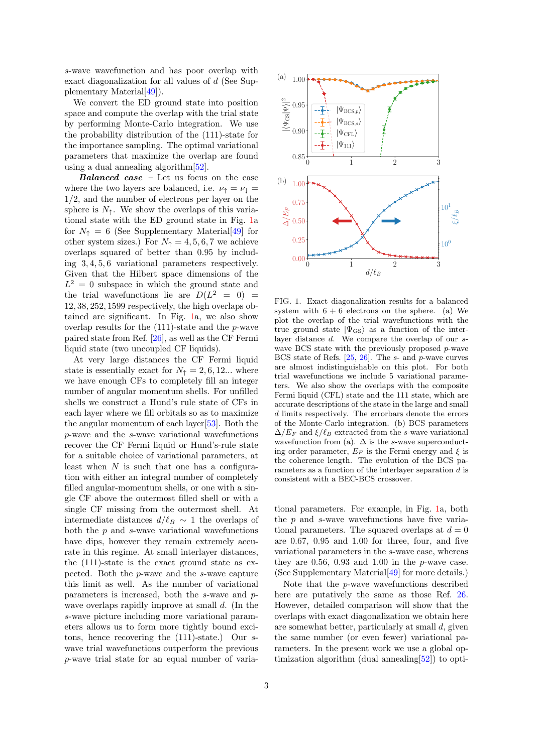$s$-wave wavefunction and has poor overlap with exact diagonalization for all values of $d$ (See Supplementary Material[49]).

We convert the ED ground state into position space and compute the overlap with the trial state by performing Monte-Carlo integration. We use the probability distribution of the (111)-state for the importance sampling. The optimal variational parameters that maximize the overlap are found using a dual annealing algorithm[52].

***Balanced case*** – Let us focus on the case where the two layers are balanced, i.e. $\nu_\uparrow = \nu_\downarrow = 1/2$, and the number of electrons per layer on the sphere is $N_\uparrow$. We show the overlaps of this variational state with the ED ground state in Fig. 1a for $N_\uparrow = 6$ (See Supplementary Material[49] for other system sizes.) For $N_\uparrow = 4, 5, 6, 7$ we achieve overlaps squared of better than 0.95 by including $3, 4, 5, 6$ variational parameters respectively. Given that the Hilbert space dimensions of the $L^2 = 0$ subspace in which the ground state and the trial wavefunctions lie are $D(L^2 = 0) = 12, 38, 252, 1599$ respectively, the high overlaps obtained are significant. In Fig. 1a, we also show overlap results for the (111)-state and the $p$-wave paired state from Ref. [26], as well as the CF Fermi liquid state (two uncoupled CF liquids).

At very large distances the CF Fermi liquid state is essentially exact for $N_\uparrow = 2, 6, 12...$ where we have enough CFs to completely fill an integer number of angular momentum shells. For unfilled shells we construct a Hund's rule state of CFs in each layer where we fill orbitals so as to maximize the angular momentum of each layer[53]. Both the $p$-wave and the $s$-wave variational wavefunctions recover the CF Fermi liquid or Hund's-rule state for a suitable choice of variational parameters, at least when $N$ is such that one has a configuration with either an integral number of completely filled angular-momentum shells, or one with a single CF above the outermost filled shell or with a single CF missing from the outermost shell. At intermediate distances $d/\ell_B \sim 1$ the overlaps of both the $p$ and $s$-wave variational wavefunctions have dips, however they remain extremely accurate in this regime. At small interlayer distances, the (111)-state is the exact ground state as expected. Both the $p$-wave and the $s$-wave capture this limit as well. As the number of variational parameters is increased, both the $s$-wave and $p$-wave overlaps rapidly improve at small $d$. (In the $s$-wave picture including more variational parameters allows us to form more tightly bound excitons, hence recovering the (111)-state.) Our $s$-wave trial wavefunctions outperform the previous $p$-wave trial state for an equal number of variational parameters. For example, in Fig. 1a, both the $p$ and $s$-wave wavefunctions have five variational parameters. The squared overlaps at $d = 0$ are 0.67, 0.95 and 1.00 for three, four, and five variational parameters in the $s$-wave case, whereas they are 0.56, 0.93 and 1.00 in the $p$-wave case. (See Supplementary Material[49] for more details.)

Note that the $p$-wave wavefunctions described here are putatively the same as those Ref. 26. However, detailed comparison will show that the overlaps with exact diagonalization we obtain here are somewhat better, particularly at small $d$, given the same number (or even fewer) variational parameters. In the present work we use a global optimization algorithm (dual annealing[52]) to opti-

FIG. 1. Exact diagonalization results for a balanced system with $6 + 6$ electrons on the sphere. (a) We plot the overlap of the trial wavefunctions with the true ground state $|\Psi_{\rm GS}\rangle$ as a function of the interlayer distance $d$. We compare the overlap of our $s$-wave BCS state with the previously proposed $p$-wave BCS state of Refs. [25, 26]. The $s$- and $p$-wave curves are almost indistinguishable on this plot. For both trial wavefunctions we include 5 variational parameters. We also show the overlaps with the composite Fermi liquid (CFL) state and the 111 state, which are accurate descriptions of the state in the large and small $d$ limits respectively. The errorbars denote the errors of the Monte-Carlo integration. (b) BCS parameters $\Delta/E_F$ and $\xi/\ell_B$ extracted from the $s$-wave variational wavefunction from (a). $\Delta$ is the $s$-wave superconducting order parameter, $E_F$ is the Fermi energy and $\xi$ is the coherence length. The evolution of the BCS parameters as a function of the interlayer separation $d$ is consistent with a BEC-BCS crossover.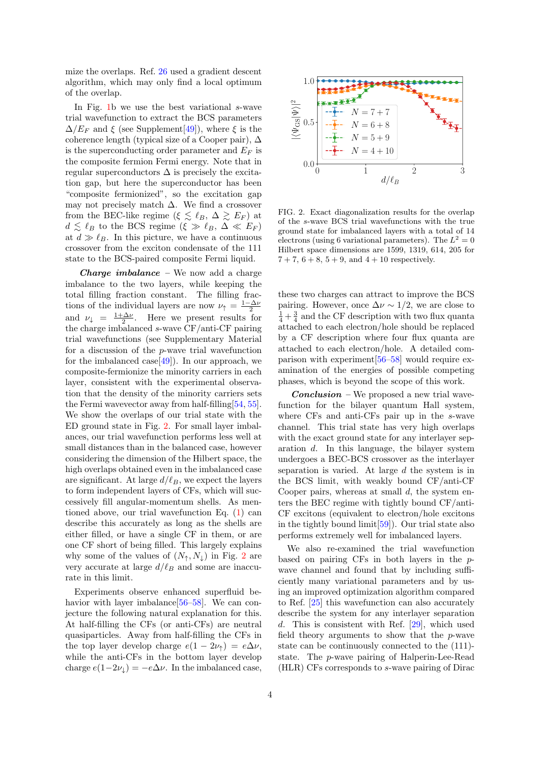mize the overlaps. Ref. 26 used a gradient descent algorithm, which may only find a local optimum of the overlap.

In Fig. 1b we use the best variational $s$-wave trial wavefunction to extract the BCS parameters $\Delta/E_F$ and $\xi$ (see Supplement[49]), where $\xi$ is the coherence length (typical size of a Cooper pair), $\Delta$ is the superconducting order parameter and $E_F$ is the composite fermion Fermi energy. Note that in regular superconductors $\Delta$ is precisely the excitation gap, but here the superconductor has been "composite fermionized", so the excitation gap may not precisely match $\Delta$. We find a crossover from the BEC-like regime ($\xi \lesssim \ell_B$, $\Delta \gtrsim E_F$) at $d \lesssim \ell_B$ to the BCS regime ($\xi \gg \ell_B$, $\Delta \ll E_F$) at $d \gg \ell_B$. In this picture, we have a continuous crossover from the exciton condensate of the 111 state to the BCS-paired composite Fermi liquid.

***Charge imbalance*** – We now add a charge imbalance to the two layers, while keeping the total filling fraction constant. The filling fractions of the individual layers are now $\nu_\uparrow = \frac{1-\Delta\nu}{2}$ and $\nu_\downarrow = \frac{1+\Delta\nu}{2}$. Here we present results for the charge imbalanced $s$-wave CF/anti-CF pairing trial wavefunctions (see Supplementary Material for a discussion of the $p$-wave trial wavefunction for the imbalanced case[49]). In our approach, we composite-fermionize the minority carriers in each layer, consistent with the experimental observation that the density of the minority carriers sets the Fermi wavevector away from half-filling[54, 55]. We show the overlaps of our trial state with the ED ground state in Fig. 2. For small layer imbalances, our trial wavefunction performs less well at small distances than in the balanced case, however considering the dimension of the Hilbert space, the high overlaps obtained even in the imbalanced case are significant. At large $d/\ell_B$, we expect the layers to form independent layers of CFs, which will successively fill angular-momentum shells. As mentioned above, our trial wavefunction Eq. (1) can describe this accurately as long as the shells are either filled, or have a single CF in them, or are one CF short of being filled. This largely explains why some of the values of $(N_\uparrow, N_\downarrow)$ in Fig. 2 are very accurate at large $d/\ell_B$ and some are inaccurate in this limit.

Experiments observe enhanced superfluid behavior with layer imbalance[56–58]. We can conjecture the following natural explanation for this. At half-filling the CFs (or anti-CFs) are neutral quasiparticles. Away from half-filling the CFs in the top layer develop charge $e(1-2\nu_\uparrow) = e\Delta\nu$, while the anti-CFs in the bottom layer develop charge $e(1-2\nu_\downarrow) = -e\Delta\nu$. In the imbalanced case, these two charges can attract to improve the BCS pairing. However, once $\Delta\nu \sim 1/2$, we are close to $\frac{1}{4}+\frac{3}{4}$ and the CF description with two flux quanta attached to each electron/hole should be replaced by a CF description where four flux quanta are attached to each electron/hole. A detailed comparison with experiment[56–58] would require examination of the energies of possible competing phases, which is beyond the scope of this work.

FIG. 2. Exact diagonalization results for the overlap of the $s$-wave BCS trial wavefunctions with the true ground state for imbalanced layers with a total of 14 electrons (using 6 variational parameters). The $L^2 = 0$ Hilbert space dimensions are 1599, 1319, 614, 205 for $7+7$, $6+8$, $5+9$, and $4+10$ respectively.

***Conclusion*** – We proposed a new trial wavefunction for the bilayer quantum Hall system, where CFs and anti-CFs pair up in the $s$-wave channel. This trial state has very high overlaps with the exact ground state for any interlayer separation $d$. In this language, the bilayer system undergoes a BEC-BCS crossover as the interlayer separation $d$ is varied. At large $d$ the system is in the BCS limit, with weakly bound CF/anti-CF Cooper pairs, whereas at small $d$, the system enters the BEC regime with tightly bound CF/anti-CF excitons (equivalent to electron/hole excitons in the tightly bound limit[59]). Our trial state also performs extremely well for imbalanced layers.

We also re-examined the trial wavefunction based on pairing CFs in both layers in the $p$-wave channel and found that by including sufficiently many variational parameters and by using an improved optimization algorithm compared to Ref. [25] this wavefunction can also accurately describe the system for any interlayer separation $d$. This is consistent with Ref. [29], which used field theory arguments to show that the $p$-wave state can be continuously connected to the (111)-state. The $p$-wave pairing of Halperin-Lee-Read (HLR) CFs corresponds to $s$-wave pairing of Dirac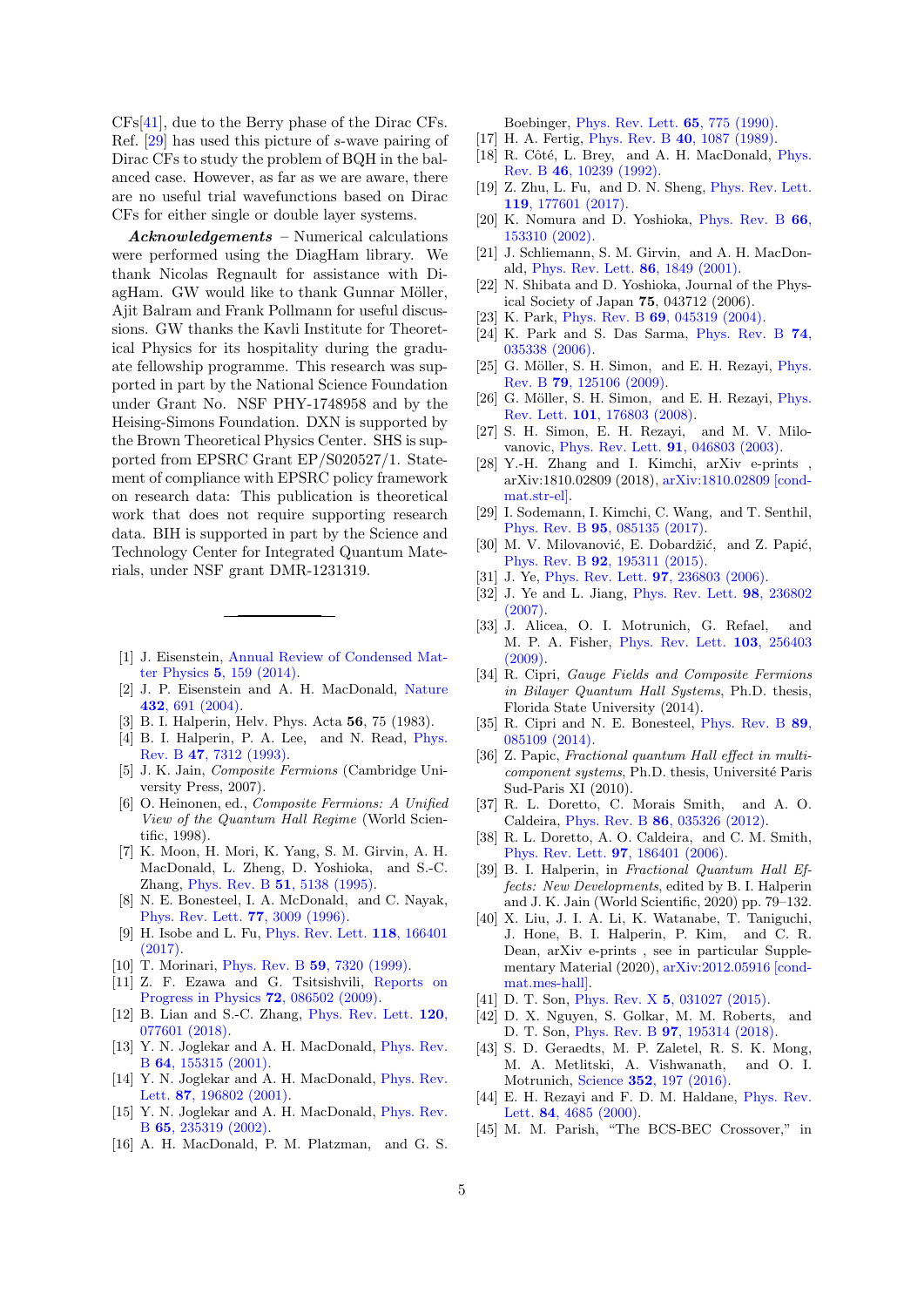CFs[41], due to the Berry phase of the Dirac CFs. Ref. [29] has used this picture of $s$-wave pairing of Dirac CFs to study the problem of BQH in the balanced case. However, as far as we are aware, there are no useful trial wavefunctions based on Dirac CFs for either single or double layer systems.

***Acknowledgements*** – Numerical calculations were performed using the DiagHam library. We thank Nicolas Regnault for assistance with DiagHam. GW would like to thank Gunnar Möller, Ajit Balram and Frank Pollmann for useful discussions. GW thanks the Kavli Institute for Theoretical Physics for its hospitality during the graduate fellowship programme. This research was supported in part by the National Science Foundation under Grant No. NSF PHY-1748958 and by the Heising-Simons Foundation. DXN is supported by the Brown Theoretical Physics Center. SHS is supported from EPSRC Grant EP/S020527/1. Statement of compliance with EPSRC policy framework on research data: This publication is theoretical work that does not require supporting research data. BIH is supported in part by the Science and Technology Center for Integrated Quantum Materials, under NSF grant DMR-1231319.

---

[1] J. Eisenstein, Annual Review of Condensed Matter Physics **5**, 159 (2014).
[2] J. P. Eisenstein and A. H. MacDonald, Nature **432**, 691 (2004).
[3] B. I. Halperin, Helv. Phys. Acta **56**, 75 (1983).
[4] B. I. Halperin, P. A. Lee, and N. Read, Phys. Rev. B **47**, 7312 (1993).
[5] J. K. Jain, *Composite Fermions* (Cambridge University Press, 2007).
[6] O. Heinonen, ed., *Composite Fermions: A Unified View of the Quantum Hall Regime* (World Scientific, 1998).
[7] K. Moon, H. Mori, K. Yang, S. M. Girvin, A. H. MacDonald, L. Zheng, D. Yoshioka, and S.-C. Zhang, Phys. Rev. B **51**, 5138 (1995).
[8] N. E. Bonesteel, I. A. McDonald, and C. Nayak, Phys. Rev. Lett. **77**, 3009 (1996).
[9] H. Isobe and L. Fu, Phys. Rev. Lett. **118**, 166401 (2017).
[10] T. Morinari, Phys. Rev. B **59**, 7320 (1999).
[11] Z. F. Ezawa and G. Tsitsishvili, Reports on Progress in Physics **72**, 086502 (2009).
[12] B. Lian and S.-C. Zhang, Phys. Rev. Lett. **120**, 077601 (2018).
[13] Y. N. Joglekar and A. H. MacDonald, Phys. Rev. B **64**, 155315 (2001).
[14] Y. N. Joglekar and A. H. MacDonald, Phys. Rev. Lett. **87**, 196802 (2001).
[15] Y. N. Joglekar and A. H. MacDonald, Phys. Rev. B **65**, 235319 (2002).
[16] A. H. MacDonald, P. M. Platzman, and G. S. Boebinger, Phys. Rev. Lett. **65**, 775 (1990).
[17] H. A. Fertig, Phys. Rev. B **40**, 1087 (1989).
[18] R. Côté, L. Brey, and A. H. MacDonald, Phys. Rev. B **46**, 10239 (1992).
[19] Z. Zhu, L. Fu, and D. N. Sheng, Phys. Rev. Lett. **119**, 177601 (2017).
[20] K. Nomura and D. Yoshioka, Phys. Rev. B **66**, 153310 (2002).
[21] J. Schliemann, S. M. Girvin, and A. H. MacDonald, Phys. Rev. Lett. **86**, 1849 (2001).
[22] N. Shibata and D. Yoshioka, Journal of the Physical Society of Japan **75**, 043712 (2006).
[23] K. Park, Phys. Rev. B **69**, 045319 (2004).
[24] K. Park and S. Das Sarma, Phys. Rev. B **74**, 035338 (2006).
[25] G. Möller, S. H. Simon, and E. H. Rezayi, Phys. Rev. B **79**, 125106 (2009).
[26] G. Möller, S. H. Simon, and E. H. Rezayi, Phys. Rev. Lett. **101**, 176803 (2008).
[27] S. H. Simon, E. H. Rezayi, and M. V. Milovanovic, Phys. Rev. Lett. **91**, 046803 (2003).
[28] Y.-H. Zhang and I. Kimchi, arXiv e-prints , arXiv:1810.02809 (2018), arXiv:1810.02809 [cond-mat.str-el].
[29] I. Sodemann, I. Kimchi, C. Wang, and T. Senthil, Phys. Rev. B **95**, 085135 (2017).
[30] M. V. Milovanović, E. Dobardžić, and Z. Papić, Phys. Rev. B **92**, 195311 (2015).
[31] J. Ye, Phys. Rev. Lett. **97**, 236803 (2006).
[32] J. Ye and L. Jiang, Phys. Rev. Lett. **98**, 236802 (2007).
[33] J. Alicea, O. I. Motrunich, G. Refael, and M. P. A. Fisher, Phys. Rev. Lett. **103**, 256403 (2009).
[34] R. Cipri, *Gauge Fields and Composite Fermions in Bilayer Quantum Hall Systems*, Ph.D. thesis, Florida State University (2014).
[35] R. Cipri and N. E. Bonesteel, Phys. Rev. B **89**, 085109 (2014).
[36] Z. Papic, *Fractional quantum Hall effect in multi-component systems*, Ph.D. thesis, Université Paris Sud-Paris XI (2010).
[37] R. L. Doretto, C. Morais Smith, and A. O. Caldeira, Phys. Rev. B **86**, 035326 (2012).
[38] R. L. Doretto, A. O. Caldeira, and C. M. Smith, Phys. Rev. Lett. **97**, 186401 (2006).
[39] B. I. Halperin, in *Fractional Quantum Hall Effects: New Developments*, edited by B. I. Halperin and J. K. Jain (World Scientific, 2020) pp. 79–132.
[40] X. Liu, J. I. A. Li, K. Watanabe, T. Taniguchi, J. Hone, B. I. Halperin, P. Kim, and C. R. Dean, arXiv e-prints , see in particular Supplementary Material (2020), arXiv:2012.05916 [cond-mat.mes-hall].
[41] D. T. Son, Phys. Rev. X **5**, 031027 (2015).
[42] D. X. Nguyen, S. Golkar, M. M. Roberts, and D. T. Son, Phys. Rev. B **97**, 195314 (2018).
[43] S. D. Geraedts, M. P. Zaletel, R. S. K. Mong, M. A. Metlitski, A. Vishwanath, and O. I. Motrunich, Science **352**, 197 (2016).
[44] E. H. Rezayi and F. D. M. Haldane, Phys. Rev. Lett. **84**, 4685 (2000).
[45] M. M. Parish, "The BCS-BEC Crossover," in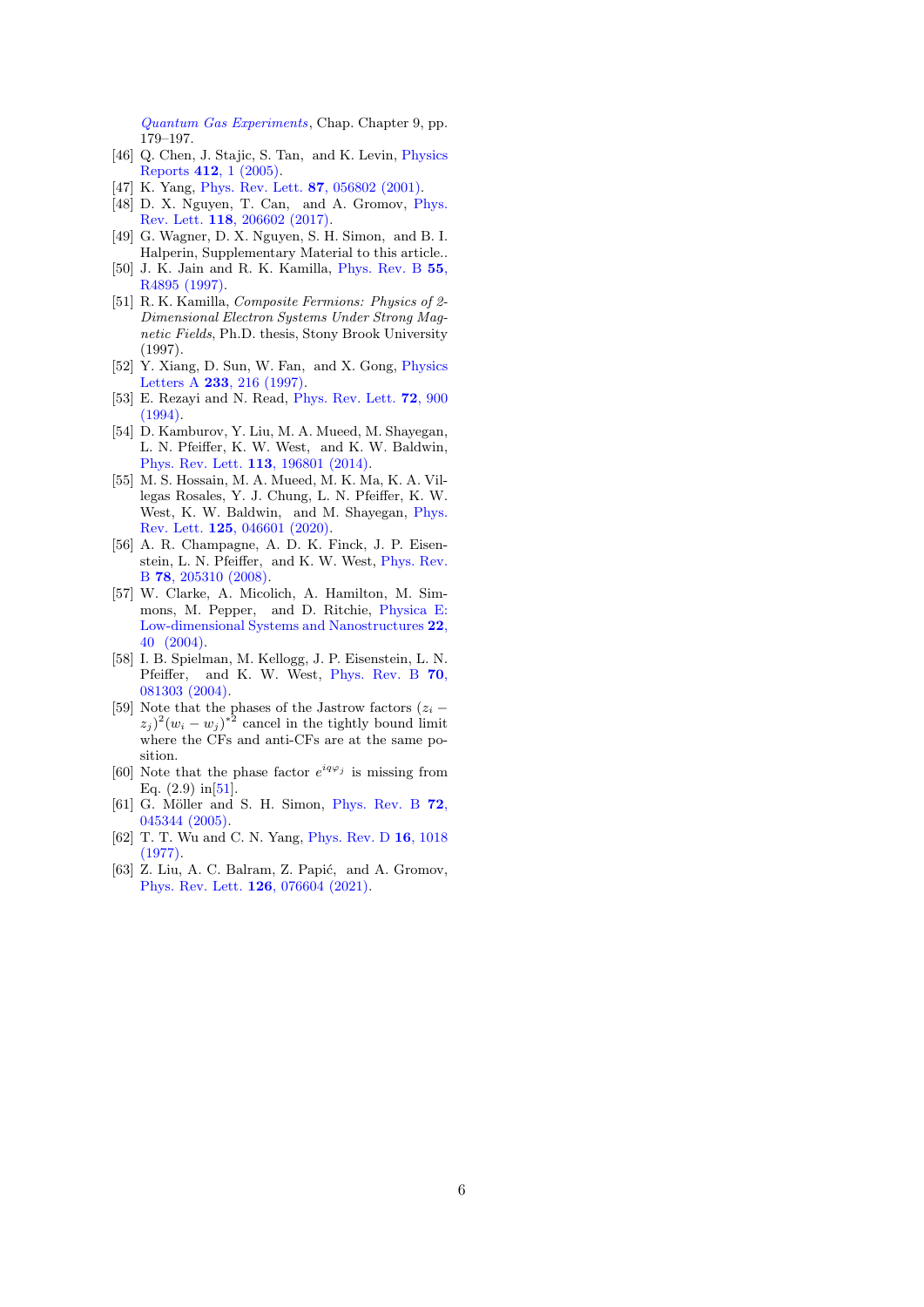*Quantum Gas Experiments*, Chap. Chapter 9, pp. 179–197.

[46] Q. Chen, J. Stajic, S. Tan, and K. Levin, Physics Reports **412**, 1 (2005).

[47] K. Yang, Phys. Rev. Lett. **87**, 056802 (2001).

[48] D. X. Nguyen, T. Can, and A. Gromov, Phys. Rev. Lett. **118**, 206602 (2017).

[49] G. Wagner, D. X. Nguyen, S. H. Simon, and B. I. Halperin, Supplementary Material to this article..

[50] J. K. Jain and R. K. Kamilla, Phys. Rev. B **55**, R4895 (1997).

[51] R. K. Kamilla, *Composite Fermions: Physics of 2-Dimensional Electron Systems Under Strong Magnetic Fields*, Ph.D. thesis, Stony Brook University (1997).

[52] Y. Xiang, D. Sun, W. Fan, and X. Gong, Physics Letters A **233**, 216 (1997).

[53] E. Rezayi and N. Read, Phys. Rev. Lett. **72**, 900 (1994).

[54] D. Kamburov, Y. Liu, M. A. Mueed, M. Shayegan, L. N. Pfeiffer, K. W. West, and K. W. Baldwin, Phys. Rev. Lett. **113**, 196801 (2014).

[55] M. S. Hossain, M. A. Mueed, M. K. Ma, K. A. Villegas Rosales, Y. J. Chung, L. N. Pfeiffer, K. W. West, K. W. Baldwin, and M. Shayegan, Phys. Rev. Lett. **125**, 046601 (2020).

[56] A. R. Champagne, A. D. K. Finck, J. P. Eisenstein, L. N. Pfeiffer, and K. W. West, Phys. Rev. B **78**, 205310 (2008).

[57] W. Clarke, A. Micolich, A. Hamilton, M. Simmons, M. Pepper, and D. Ritchie, Physica E: Low-dimensional Systems and Nanostructures **22**, 40 (2004).

[58] I. B. Spielman, M. Kellogg, J. P. Eisenstein, L. N. Pfeiffer, and K. W. West, Phys. Rev. B **70**, 081303 (2004).

[59] Note that the phases of the Jastrow factors $(z_i - z_j)^2(w_i - w_j)^{*2}$ cancel in the tightly bound limit where the CFs and anti-CFs are at the same position.

[60] Note that the phase factor $e^{iq\varphi_j}$ is missing from Eq. (2.9) in[51].

[61] G. Möller and S. H. Simon, Phys. Rev. B **72**, 045344 (2005).

[62] T. T. Wu and C. N. Yang, Phys. Rev. D **16**, 1018 (1977).

[63] Z. Liu, A. C. Balram, Z. Papić, and A. Gromov, Phys. Rev. Lett. **126**, 076604 (2021).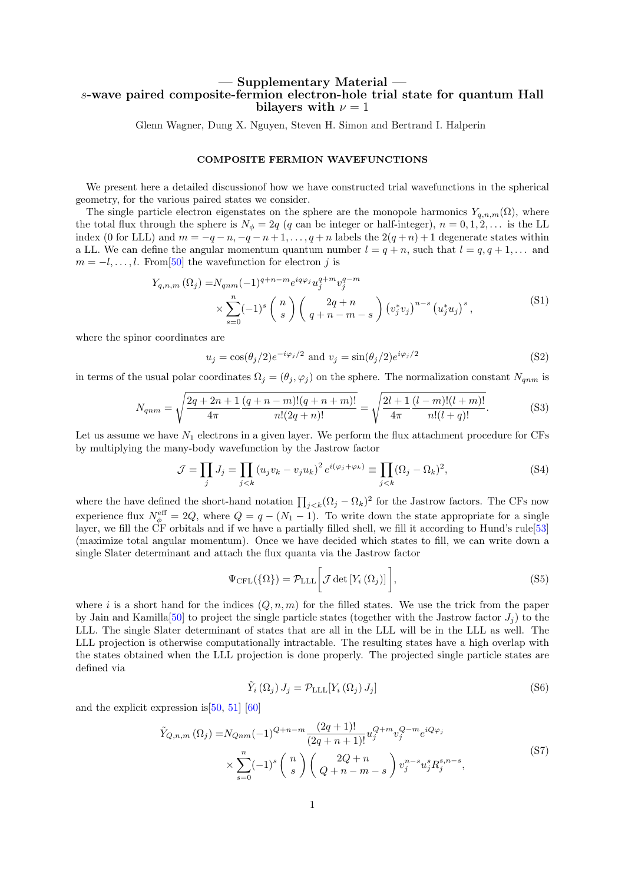# — Supplementary Material —
# $s$-wave paired composite-fermion electron-hole trial state for quantum Hall bilayers with $\nu = 1$

Glenn Wagner, Dung X. Nguyen, Steven H. Simon and Bertrand I. Halperin

## COMPOSITE FERMION WAVEFUNCTIONS

We present here a detailed discussionof how we have constructed trial wavefunctions in the spherical geometry, for the various paired states we consider.

The single particle electron eigenstates on the sphere are the monopole harmonics $Y_{q,n,m}(\Omega)$, where the total flux through the sphere is $N_\phi = 2q$ ($q$ can be integer or half-integer), $n = 0, 1, 2, \ldots$ is the LL index (0 for LLL) and $m = -q-n, -q-n+1, \ldots, q+n$ labels the $2(q+n)+1$ degenerate states within a LL. We can define the angular momentum quantum number $l = q+n$, such that $l = q, q+1, \ldots$ and $m = -l, \ldots, l$. From[50] the wavefunction for electron $j$ is

$$
\begin{aligned}
Y_{q,n,m}(\Omega_j) =& N_{qnm}(-1)^{q+n-m} e^{iq\varphi_j} u_j^{q+m} v_j^{q-m} \\
&\times \sum_{s=0}^{n} (-1)^s \begin{pmatrix} n \\ s \end{pmatrix} \begin{pmatrix} 2q+n \\ q+n-m-s \end{pmatrix} \left(v_j^* v_j\right)^{n-s} \left(u_j^* u_j\right)^s,
\end{aligned}
\tag{S1}
$$

where the spinor coordinates are

$$
u_j = \cos(\theta_j/2) e^{-i\varphi_j/2} \text{ and } v_j = \sin(\theta_j/2) e^{i\varphi_j/2}
\tag{S2}
$$

in terms of the usual polar coordinates $\Omega_j = (\theta_j, \varphi_j)$ on the sphere. The normalization constant $N_{qnm}$ is

$$
N_{qnm} = \sqrt{\frac{2q+2n+1}{4\pi} \frac{(q+n-m)!(q+n+m)!}{n!(2q+n)!}} = \sqrt{\frac{2l+1}{4\pi} \frac{(l-m)!(l+m)!}{n!(l+q)!}}.
\tag{S3}
$$

Let us assume we have $N_1$ electrons in a given layer. We perform the flux attachment procedure for CFs by multiplying the many-body wavefunction by the Jastrow factor

$$
\mathcal{J} = \prod_j J_j = \prod_{j<k} \left(u_j v_k - v_j u_k\right)^2 e^{i(\varphi_j + \varphi_k)} \equiv \prod_{j<k} (\Omega_j - \Omega_k)^2,
\tag{S4}
$$

where the have defined the short-hand notation $\prod_{j<k}(\Omega_j - \Omega_k)^2$ for the Jastrow factors. The CFs now experience flux $N_\phi^{\text{eff}} = 2Q$, where $Q = q - (N_1 - 1)$. To write down the state appropriate for a single layer, we fill the CF orbitals and if we have a partially filled shell, we fill it according to Hund's rule[53] (maximize total angular momentum). Once we have decided which states to fill, we can write down a single Slater determinant and attach the flux quanta via the Jastrow factor

$$
\Psi_{\text{CFL}}(\{\Omega\}) = \mathcal{P}_{\text{LLL}}\Big[\mathcal{J} \det\left[Y_i(\Omega_j)\right]\Big],
\tag{S5}
$$

where $i$ is a short hand for the indices $(Q, n, m)$ for the filled states. We use the trick from the paper by Jain and Kamilla[50] to project the single particle states (together with the Jastrow factor $J_j$) to the LLL. The single Slater determinant of states that are all in the LLL will be in the LLL as well. The LLL projection is otherwise computationally intractable. The resulting states have a high overlap with the states obtained when the LLL projection is done properly. The projected single particle states are defined via

$$
\tilde{Y}_i(\Omega_j) J_j = \mathcal{P}_{\text{LLL}}[Y_i(\Omega_j) J_j]
\tag{S6}
$$

and the explicit expression is[50, 51] [60]

$$
\begin{aligned}
\tilde{Y}_{Q,n,m}(\Omega_j) =& N_{Qnm}(-1)^{Q+n-m} \frac{(2q+1)!}{(2q+n+1)!} u_j^{Q+m} v_j^{Q-m} e^{iQ\varphi_j} \\
&\times \sum_{s=0}^{n} (-1)^s \begin{pmatrix} n \\ s \end{pmatrix} \begin{pmatrix} 2Q+n \\ Q+n-m-s \end{pmatrix} v_j^{n-s} u_j^s R_j^{s,n-s},
\end{aligned}
\tag{S7}
$$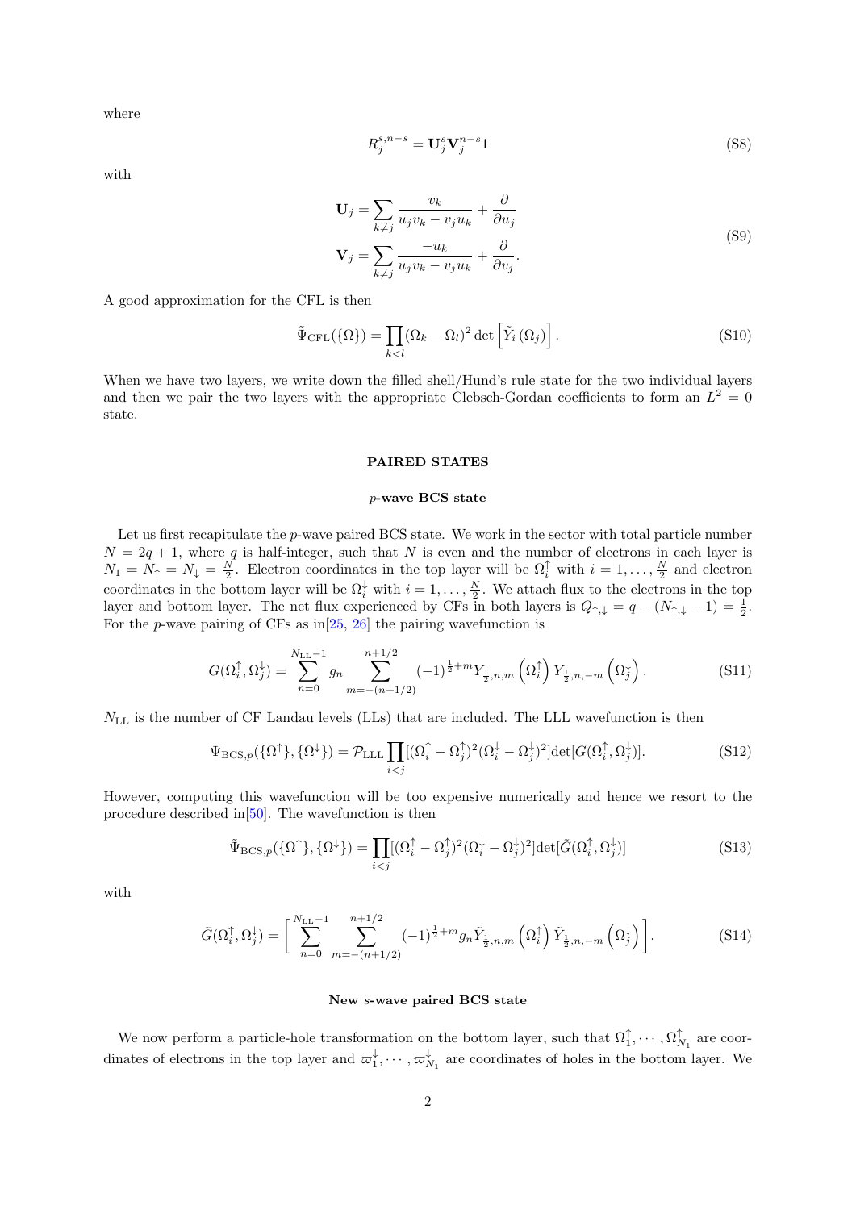where

$$R_j^{s,n-s} = \mathbf{U}_j^s \mathbf{V}_j^{n-s} 1 \tag{S8}$$

with

$$\begin{aligned} \mathbf{U}_j &= \sum_{k \neq j} \frac{v_k}{u_j v_k - v_j u_k} + \frac{\partial}{\partial u_j} \\ \mathbf{V}_j &= \sum_{k \neq j} \frac{-u_k}{u_j v_k - v_j u_k} + \frac{\partial}{\partial v_j}. \end{aligned} \tag{S9}$$

A good approximation for the CFL is then

$$\tilde{\Psi}_{\mathrm{CFL}}(\{\Omega\}) = \prod_{k<l} (\Omega_k - \Omega_l)^2 \det\left[\tilde{Y}_i\left(\Omega_j\right)\right]. \tag{S10}$$

When we have two layers, we write down the filled shell/Hund's rule state for the two individual layers and then we pair the two layers with the appropriate Clebsch-Gordan coefficients to form an $L^2 = 0$ state.

## PAIRED STATES

### *p*-wave BCS state

Let us first recapitulate the $p$-wave paired BCS state. We work in the sector with total particle number $N = 2q + 1$, where $q$ is half-integer, such that $N$ is even and the number of electrons in each layer is $N_1 = N_\uparrow = N_\downarrow = \frac{N}{2}$. Electron coordinates in the top layer will be $\Omega_i^\uparrow$ with $i = 1, \ldots, \frac{N}{2}$ and electron coordinates in the bottom layer will be $\Omega_i^\downarrow$ with $i = 1, \ldots, \frac{N}{2}$. We attach flux to the electrons in the top layer and bottom layer. The net flux experienced by CFs in both layers is $Q_{\uparrow,\downarrow} = q - (N_{\uparrow,\downarrow} - 1) = \frac{1}{2}$. For the $p$-wave pairing of CFs as in[25, 26] the pairing wavefunction is

$$G(\Omega_i^\uparrow, \Omega_j^\downarrow) = \sum_{n=0}^{N_{\mathrm{LL}}-1} g_n \sum_{m=-(n+1/2)}^{n+1/2} (-1)^{\frac{1}{2}+m} Y_{\frac{1}{2},n,m}\left(\Omega_i^\uparrow\right) Y_{\frac{1}{2},n,-m}\left(\Omega_j^\downarrow\right). \tag{S11}$$

$N_{\mathrm{LL}}$ is the number of CF Landau levels (LLs) that are included. The LLL wavefunction is then

$$\Psi_{\mathrm{BCS},p}(\{\Omega^\uparrow\}, \{\Omega^\downarrow\}) = \mathcal{P}_{\mathrm{LLL}} \prod_{i<j} [(\Omega_i^\uparrow - \Omega_j^\uparrow)^2 (\Omega_i^\downarrow - \Omega_j^\downarrow)^2] \det[G(\Omega_i^\uparrow, \Omega_j^\downarrow)]. \tag{S12}$$

However, computing this wavefunction will be too expensive numerically and hence we resort to the procedure described in[50]. The wavefunction is then

$$\tilde{\Psi}_{\mathrm{BCS},p}(\{\Omega^\uparrow\}, \{\Omega^\downarrow\}) = \prod_{i<j} [(\Omega_i^\uparrow - \Omega_j^\uparrow)^2 (\Omega_i^\downarrow - \Omega_j^\downarrow)^2] \det[\tilde{G}(\Omega_i^\uparrow, \Omega_j^\downarrow)] \tag{S13}$$

with

$$\tilde{G}(\Omega_i^\uparrow, \Omega_j^\downarrow) = \left[\sum_{n=0}^{N_{\mathrm{LL}}-1} \sum_{m=-(n+1/2)}^{n+1/2} (-1)^{\frac{1}{2}+m} g_n \tilde{Y}_{\frac{1}{2},n,m}\left(\Omega_i^\uparrow\right) \tilde{Y}_{\frac{1}{2},n,-m}\left(\Omega_j^\downarrow\right)\right]. \tag{S14}$$

### New *s*-wave paired BCS state

We now perform a particle-hole transformation on the bottom layer, such that $\Omega_1^\uparrow, \cdots, \Omega_{N_1}^\uparrow$ are coordinates of electrons in the top layer and $\varpi_1^\downarrow, \cdots, \varpi_{N_1}^\downarrow$ are coordinates of holes in the bottom layer. We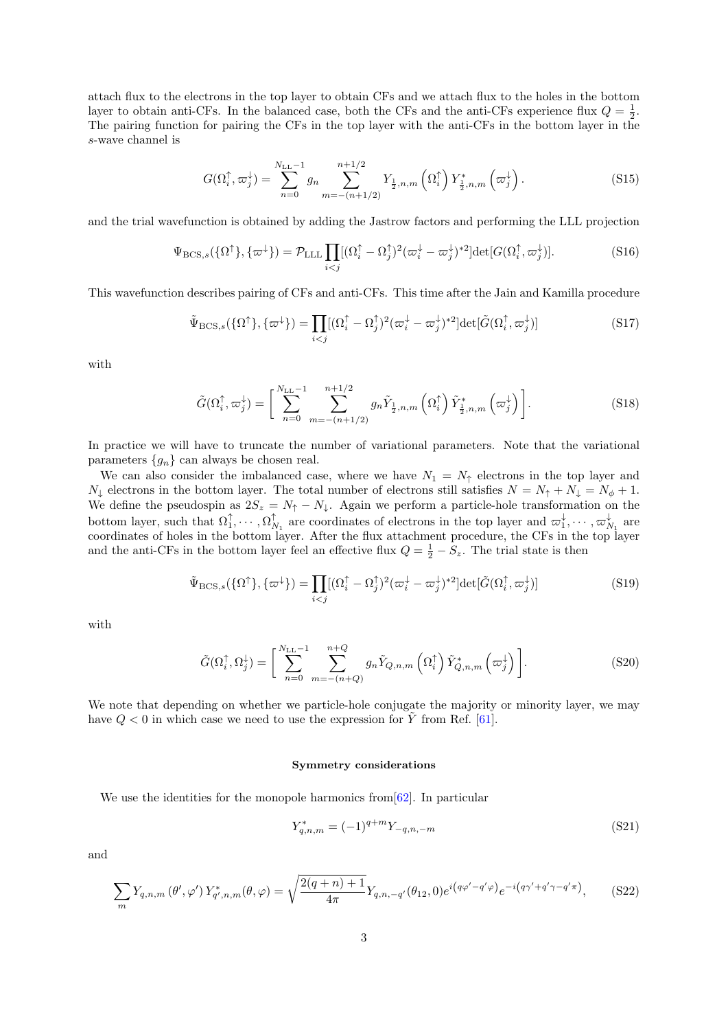attach flux to the electrons in the top layer to obtain CFs and we attach flux to the holes in the bottom layer to obtain anti-CFs. In the balanced case, both the CFs and the anti-CFs experience flux $Q = \frac{1}{2}$. The pairing function for pairing the CFs in the top layer with the anti-CFs in the bottom layer in the $s$-wave channel is

$$
G(\Omega_i^{\uparrow}, \varpi_j^{\downarrow}) = \sum_{n=0}^{N_{\rm LL}-1} g_n \sum_{m=-(n+1/2)}^{n+1/2} Y_{\frac{1}{2},n,m}\left(\Omega_i^{\uparrow}\right) Y^*_{\frac{1}{2},n,m}\left(\varpi_j^{\downarrow}\right). \tag{S15}
$$

and the trial wavefunction is obtained by adding the Jastrow factors and performing the LLL projection

$$
\Psi_{{\rm BCS},s}(\{\Omega^{\uparrow}\}, \{\varpi^{\downarrow}\}) = \mathcal{P}_{\rm LLL} \prod_{i<j} [(\Omega_i^{\uparrow} - \Omega_j^{\uparrow})^2 (\varpi_i^{\downarrow} - \varpi_j^{\downarrow})^{*2}] {\rm det}[G(\Omega_i^{\uparrow}, \varpi_j^{\downarrow})]. \tag{S16}
$$

This wavefunction describes pairing of CFs and anti-CFs. This time after the Jain and Kamilla procedure

$$
\tilde{\Psi}_{{\rm BCS},s}(\{\Omega^{\uparrow}\}, \{\varpi^{\downarrow}\}) = \prod_{i<j} [(\Omega_i^{\uparrow} - \Omega_j^{\uparrow})^2 (\varpi_i^{\downarrow} - \varpi_j^{\downarrow})^{*2}] {\rm det}[\tilde{G}(\Omega_i^{\uparrow}, \varpi_j^{\downarrow})] \tag{S17}
$$

with

$$
\tilde{G}(\Omega_i^{\uparrow}, \varpi_j^{\downarrow}) = \Big[ \sum_{n=0}^{N_{\rm LL}-1} \sum_{m=-(n+1/2)}^{n+1/2} g_n \tilde{Y}_{\frac{1}{2},n,m}\left(\Omega_i^{\uparrow}\right) \tilde{Y}^*_{\frac{1}{2},n,m}\left(\varpi_j^{\downarrow}\right) \Big]. \tag{S18}
$$

In practice we will have to truncate the number of variational parameters. Note that the variational parameters $\{g_n\}$ can always be chosen real.

We can also consider the imbalanced case, where we have $N_1 = N_{\uparrow}$ electrons in the top layer and $N_{\downarrow}$ electrons in the bottom layer. The total number of electrons still satisfies $N = N_{\uparrow} + N_{\downarrow} = N_{\phi} + 1$. We define the pseudospin as $2S_z = N_{\uparrow} - N_{\downarrow}$. Again we perform a particle-hole transformation on the bottom layer, such that $\Omega_1^{\uparrow}, \cdots, \Omega_{N_1}^{\uparrow}$ are coordinates of electrons in the top layer and $\varpi_1^{\downarrow}, \cdots, \varpi_{N_1}^{\downarrow}$ are coordinates of holes in the bottom layer. After the flux attachment procedure, the CFs in the top layer and the anti-CFs in the bottom layer feel an effective flux $Q = \frac{1}{2} - S_z$. The trial state is then

$$
\tilde{\Psi}_{{\rm BCS},s}(\{\Omega^{\uparrow}\}, \{\varpi^{\downarrow}\}) = \prod_{i<j} [(\Omega_i^{\uparrow} - \Omega_j^{\uparrow})^2 (\varpi_i^{\downarrow} - \varpi_j^{\downarrow})^{*2}] {\rm det}[\tilde{G}(\Omega_i^{\uparrow}, \varpi_j^{\downarrow})] \tag{S19}
$$

with

$$
\tilde{G}(\Omega_i^{\uparrow}, \Omega_j^{\downarrow}) = \Big[ \sum_{n=0}^{N_{\rm LL}-1} \sum_{m=-(n+Q)}^{n+Q} g_n \tilde{Y}_{Q,n,m}\left(\Omega_i^{\uparrow}\right) \tilde{Y}^*_{Q,n,m}\left(\varpi_j^{\downarrow}\right) \Big]. \tag{S20}
$$

We note that depending on whether we particle-hole conjugate the majority or minority layer, we may have $Q < 0$ in which case we need to use the expression for $\tilde{Y}$ from Ref. [61].

#### Symmetry considerations

We use the identities for the monopole harmonics from[62]. In particular

$$
Y^*_{q,n,m} = (-1)^{q+m} Y_{-q,n,-m} \tag{S21}
$$

and

$$
\sum_m Y_{q,n,m}\left(\theta', \varphi'\right) Y^*_{q',n,m}(\theta, \varphi) = \sqrt{\frac{2(q+n)+1}{4\pi}} Y_{q,n,-q'}(\theta_{12}, 0) e^{i\left(q\varphi' - q'\varphi\right)} e^{-i\left(q\gamma' + q'\gamma - q'\pi\right)}, \tag{S22}
$$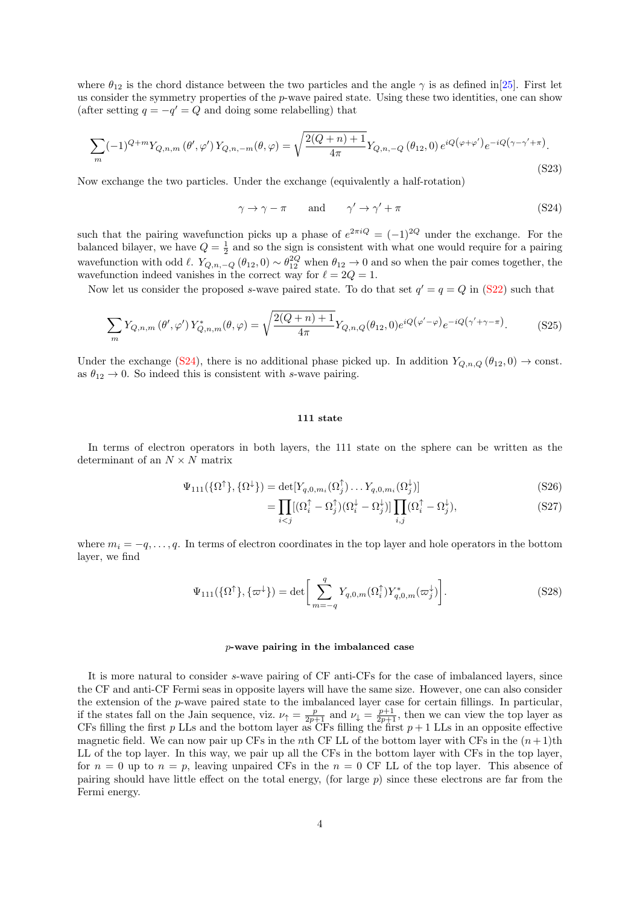where $\theta_{12}$ is the chord distance between the two particles and the angle $\gamma$ is as defined in[25]. First let us consider the symmetry properties of the $p$-wave paired state. Using these two identities, one can show (after setting $q = -q' = Q$ and doing some relabelling) that

$$\sum_m (-1)^{Q+m} Y_{Q,n,m}(\theta', \varphi') \, Y_{Q,n,-m}(\theta, \varphi) = \sqrt{\frac{2(Q+n)+1}{4\pi}} Y_{Q,n,-Q}(\theta_{12}, 0) \, e^{iQ(\varphi+\varphi')} e^{-iQ(\gamma-\gamma'+\pi)}. \tag{S23}$$

Now exchange the two particles. Under the exchange (equivalently a half-rotation)

$$\gamma \to \gamma - \pi \qquad \text{and} \qquad \gamma' \to \gamma' + \pi \tag{S24}$$

such that the pairing wavefunction picks up a phase of $e^{2\pi i Q} = (-1)^{2Q}$ under the exchange. For the balanced bilayer, we have $Q = \frac{1}{2}$ and so the sign is consistent with what one would require for a pairing wavefunction with odd $\ell$. $Y_{Q,n,-Q}(\theta_{12}, 0) \sim \theta_{12}^{2Q}$ when $\theta_{12} \to 0$ and so when the pair comes together, the wavefunction indeed vanishes in the correct way for $\ell = 2Q = 1$.

Now let us consider the proposed $s$-wave paired state. To do that set $q' = q = Q$ in (S22) such that

$$\sum_m Y_{Q,n,m}(\theta', \varphi') \, Y^*_{Q,n,m}(\theta, \varphi) = \sqrt{\frac{2(Q+n)+1}{4\pi}} Y_{Q,n,Q}(\theta_{12}, 0) e^{iQ(\varphi'-\varphi)} e^{-iQ(\gamma'+\gamma-\pi)}. \tag{S25}$$

Under the exchange (S24), there is no additional phase picked up. In addition $Y_{Q,n,Q}(\theta_{12}, 0) \to$ const. as $\theta_{12} \to 0$. So indeed this is consistent with $s$-wave pairing.

### 111 state

In terms of electron operators in both layers, the 111 state on the sphere can be written as the determinant of an $N \times N$ matrix

$$\Psi_{111}(\{\Omega^\uparrow\}, \{\Omega^\downarrow\}) = \det[Y_{q,0,m_i}(\Omega_j^\uparrow) \ldots Y_{q,0,m_i}(\Omega_j^\downarrow)] \tag{S26}$$

$$= \prod_{i<j} [(\Omega_i^\uparrow - \Omega_j^\uparrow)(\Omega_i^\downarrow - \Omega_j^\downarrow)] \prod_{i,j} (\Omega_i^\uparrow - \Omega_j^\downarrow), \tag{S27}$$

where $m_i = -q, \ldots, q$. In terms of electron coordinates in the top layer and hole operators in the bottom layer, we find

$$\Psi_{111}(\{\Omega^\uparrow\}, \{\varpi^\downarrow\}) = \det\left[\sum_{m=-q}^{q} Y_{q,0,m}(\Omega_i^\uparrow) Y^*_{q,0,m}(\varpi_j^\downarrow)\right]. \tag{S28}$$

### $p$-wave pairing in the imbalanced case

It is more natural to consider $s$-wave pairing of CF anti-CFs for the case of imbalanced layers, since the CF and anti-CF Fermi seas in opposite layers will have the same size. However, one can also consider the extension of the $p$-wave paired state to the imbalanced layer case for certain fillings. In particular, if the states fall on the Jain sequence, viz. $\nu_\uparrow = \frac{p}{2p+1}$ and $\nu_\downarrow = \frac{p+1}{2p+1}$, then we can view the top layer as CFs filling the first $p$ LLs and the bottom layer as CFs filling the first $p+1$ LLs in an opposite effective magnetic field. We can now pair up CFs in the $n$th CF LL of the bottom layer with CFs in the $(n+1)$th LL of the top layer. In this way, we pair up all the CFs in the bottom layer with CFs in the top layer, for $n = 0$ up to $n = p$, leaving unpaired CFs in the $n = 0$ CF LL of the top layer. This absence of pairing should have little effect on the total energy, (for large $p$) since these electrons are far from the Fermi energy.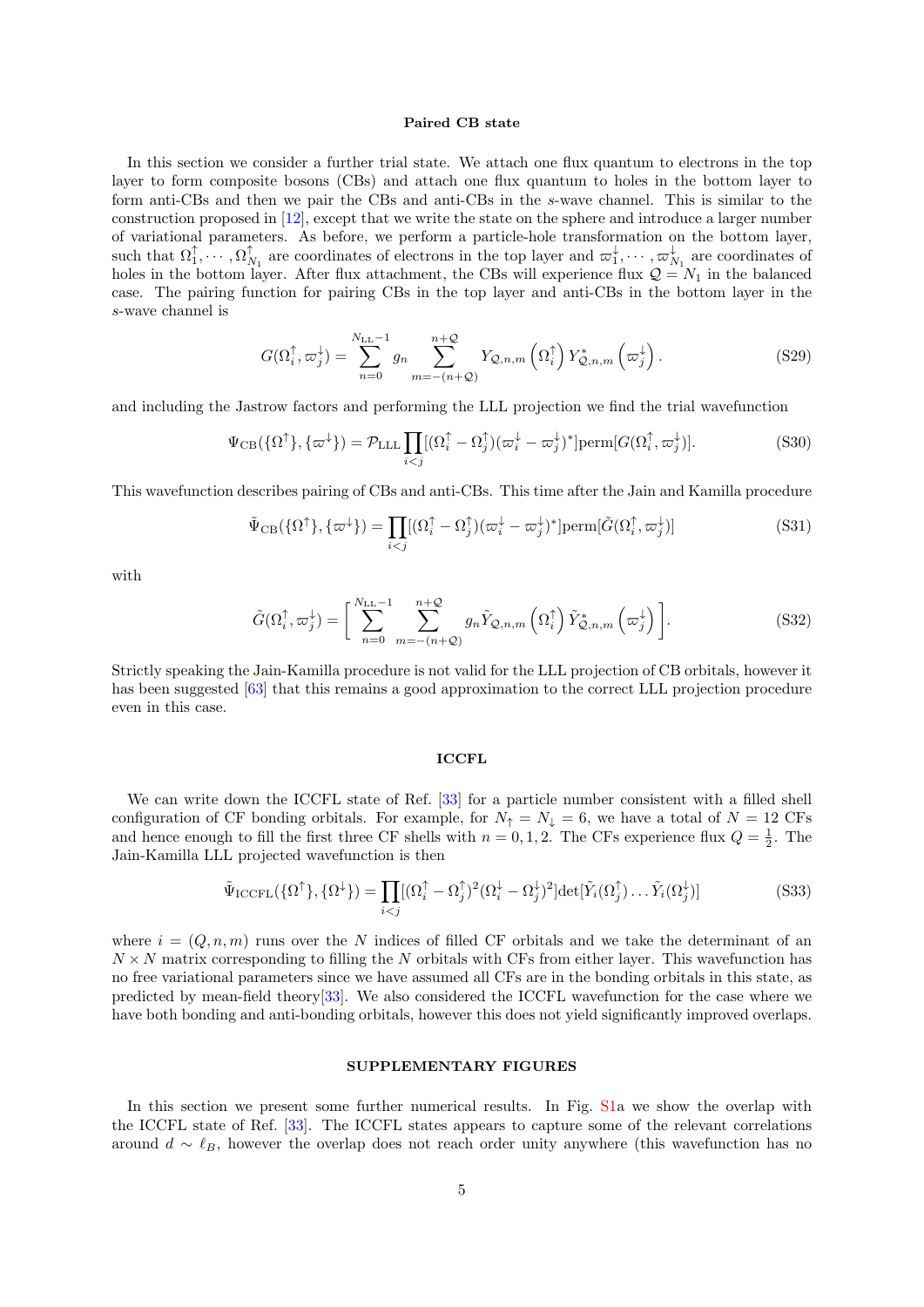### Paired CB state

In this section we consider a further trial state. We attach one flux quantum to electrons in the top layer to form composite bosons (CBs) and attach one flux quantum to holes in the bottom layer to form anti-CBs and then we pair the CBs and anti-CBs in the $s$-wave channel. This is similar to the construction proposed in [12], except that we write the state on the sphere and introduce a larger number of variational parameters. As before, we perform a particle-hole transformation on the bottom layer, such that $\Omega_1^\uparrow, \cdots, \Omega_{N_1}^\uparrow$ are coordinates of electrons in the top layer and $\varpi_1^\downarrow, \cdots, \varpi_{N_1}^\downarrow$ are coordinates of holes in the bottom layer. After flux attachment, the CBs will experience flux $\mathcal{Q} = N_1$ in the balanced case. The pairing function for pairing CBs in the top layer and anti-CBs in the bottom layer in the $s$-wave channel is

$$G(\Omega_i^\uparrow, \varpi_j^\downarrow) = \sum_{n=0}^{N_{\rm LL}-1} g_n \sum_{m=-(n+\mathcal{Q})}^{n+\mathcal{Q}} Y_{\mathcal{Q},n,m}\left(\Omega_i^\uparrow\right) Y^*_{\mathcal{Q},n,m}\left(\varpi_j^\downarrow\right). \tag{S29}$$

and including the Jastrow factors and performing the LLL projection we find the trial wavefunction

$$\Psi_{\rm CB}(\{\Omega^\uparrow\},\{\varpi^\downarrow\}) = \mathcal{P}_{\rm LLL}\prod_{i<j}[(\Omega_i^\uparrow - \Omega_j^\uparrow)(\varpi_i^\downarrow - \varpi_j^\downarrow)^*]{\rm perm}[G(\Omega_i^\uparrow, \varpi_j^\downarrow)]. \tag{S30}$$

This wavefunction describes pairing of CBs and anti-CBs. This time after the Jain and Kamilla procedure

$$\tilde{\Psi}_{\rm CB}(\{\Omega^\uparrow\},\{\varpi^\downarrow\}) = \prod_{i<j}[(\Omega_i^\uparrow - \Omega_j^\uparrow)(\varpi_i^\downarrow - \varpi_j^\downarrow)^*]{\rm perm}[\tilde{G}(\Omega_i^\uparrow, \varpi_j^\downarrow)] \tag{S31}$$

with

$$\tilde{G}(\Omega_i^\uparrow, \varpi_j^\downarrow) = \Bigg[\sum_{n=0}^{N_{\rm LL}-1} \sum_{m=-(n+\mathcal{Q})}^{n+\mathcal{Q}} g_n \tilde{Y}_{\mathcal{Q},n,m}\left(\Omega_i^\uparrow\right) \tilde{Y}^*_{\mathcal{Q},n,m}\left(\varpi_j^\downarrow\right)\Bigg]. \tag{S32}$$

Strictly speaking the Jain-Kamilla procedure is not valid for the LLL projection of CB orbitals, however it has been suggested [63] that this remains a good approximation to the correct LLL projection procedure even in this case.

### ICCFL

We can write down the ICCFL state of Ref. [33] for a particle number consistent with a filled shell configuration of CF bonding orbitals. For example, for $N_\uparrow = N_\downarrow = 6$, we have a total of $N = 12$ CFs and hence enough to fill the first three CF shells with $n = 0, 1, 2$. The CFs experience flux $Q = \frac{1}{2}$. The Jain-Kamilla LLL projected wavefunction is then

$$\tilde{\Psi}_{\rm ICCFL}(\{\Omega^\uparrow\},\{\Omega^\downarrow\}) = \prod_{i<j}[(\Omega_i^\uparrow - \Omega_j^\uparrow)^2(\Omega_i^\downarrow - \Omega_j^\downarrow)^2]\det[\tilde{Y}_i(\Omega_j^\uparrow)\ldots\tilde{Y}_i(\Omega_j^\downarrow)] \tag{S33}$$

where $i = (Q, n, m)$ runs over the $N$ indices of filled CF orbitals and we take the determinant of an $N \times N$ matrix corresponding to filling the $N$ orbitals with CFs from either layer. This wavefunction has no free variational parameters since we have assumed all CFs are in the bonding orbitals in this state, as predicted by mean-field theory[33]. We also considered the ICCFL wavefunction for the case where we have both bonding and anti-bonding orbitals, however this does not yield significantly improved overlaps.

### SUPPLEMENTARY FIGURES

In this section we present some further numerical results. In Fig. S1a we show the overlap with the ICCFL state of Ref. [33]. The ICCFL states appears to capture some of the relevant correlations around $d \sim \ell_B$, however the overlap does not reach order unity anywhere (this wavefunction has no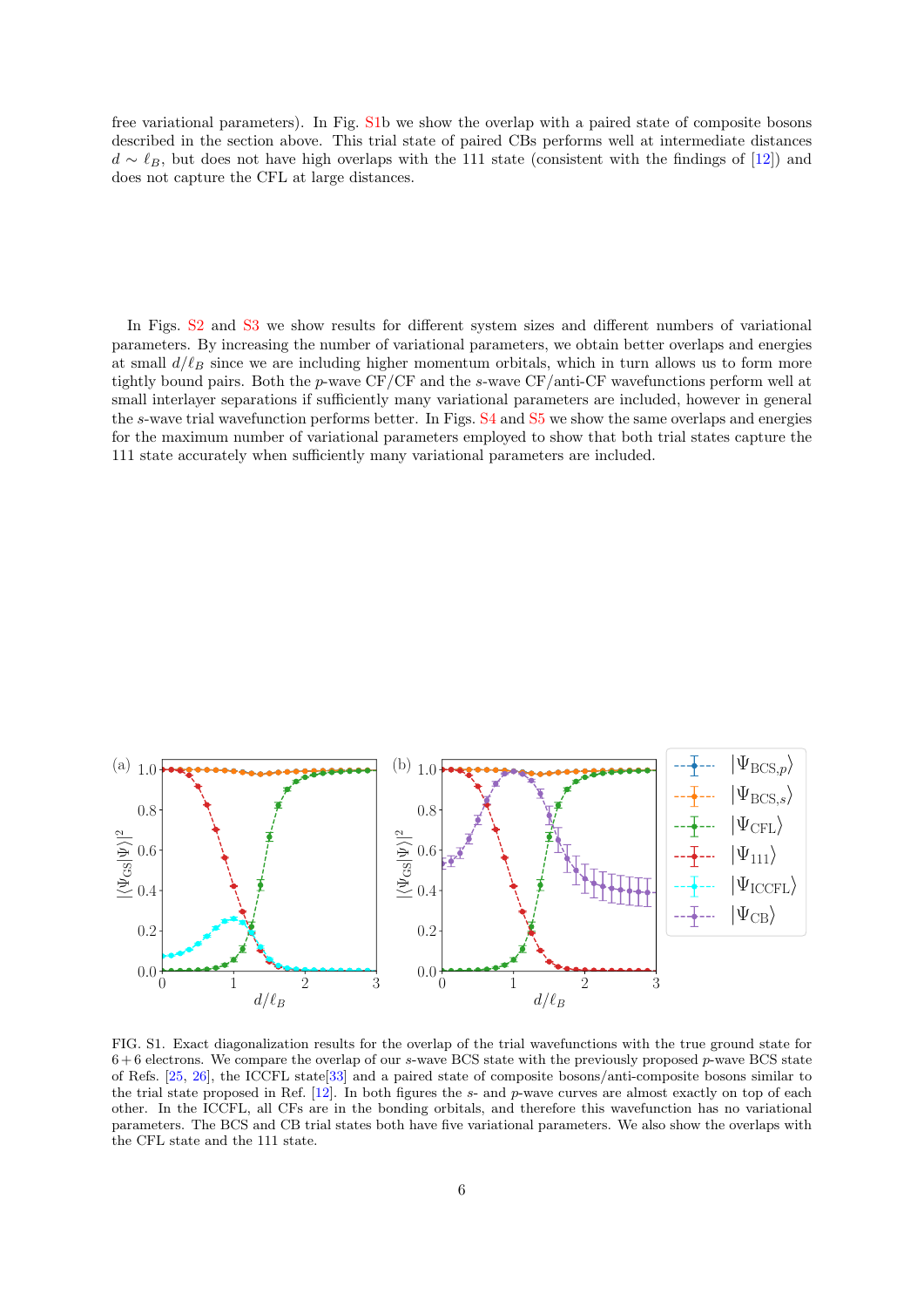free variational parameters). In Fig. S1b we show the overlap with a paired state of composite bosons described in the section above. This trial state of paired CBs performs well at intermediate distances $d \sim \ell_B$, but does not have high overlaps with the 111 state (consistent with the findings of [12]) and does not capture the CFL at large distances.

In Figs. S2 and S3 we show results for different system sizes and different numbers of variational parameters. By increasing the number of variational parameters, we obtain better overlaps and energies at small $d/\ell_B$ since we are including higher momentum orbitals, which in turn allows us to form more tightly bound pairs. Both the $p$-wave CF/CF and the $s$-wave CF/anti-CF wavefunctions perform well at small interlayer separations if sufficiently many variational parameters are included, however in general the $s$-wave trial wavefunction performs better. In Figs. S4 and S5 we show the same overlaps and energies for the maximum number of variational parameters employed to show that both trial states capture the 111 state accurately when sufficiently many variational parameters are included.

FIG. S1. Exact diagonalization results for the overlap of the trial wavefunctions with the true ground state for $6+6$ electrons. We compare the overlap of our $s$-wave BCS state with the previously proposed $p$-wave BCS state of Refs. [25, 26], the ICCFL state[33] and a paired state of composite bosons/anti-composite bosons similar to the trial state proposed in Ref. [12]. In both figures the $s$- and $p$-wave curves are almost exactly on top of each other. In the ICCFL, all CFs are in the bonding orbitals, and therefore this wavefunction has no variational parameters. The BCS and CB trial states both have five variational parameters. We also show the overlaps with the CFL state and the 111 state.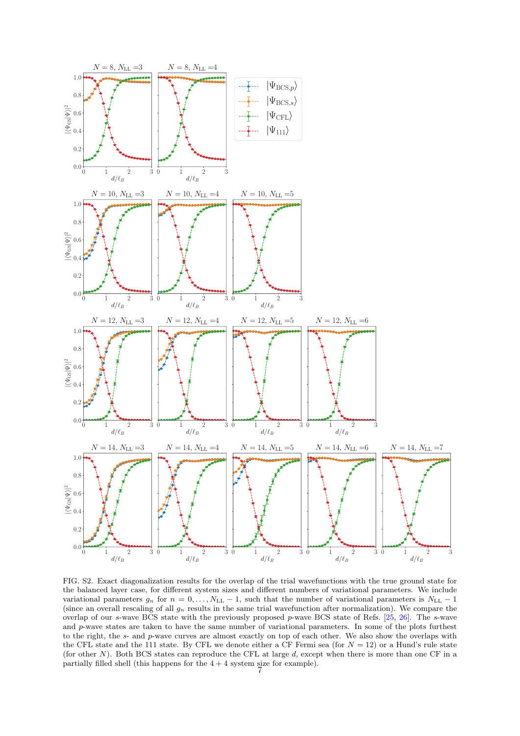FIG. S2. Exact diagonalization results for the overlap of the trial wavefunctions with the true ground state for the balanced layer case, for different system sizes and different numbers of variational parameters. We include variational parameters $g_n$ for $n = 0, \dots, N_{\rm LL} - 1$, such that the number of variational parameters is $N_{\rm LL} - 1$ (since an overall rescaling of all $g_n$ results in the same trial wavefunction after normalization). We compare the overlap of our $s$-wave BCS state with the previously proposed $p$-wave BCS state of Refs. [25, 26]. The $s$-wave and $p$-wave states are taken to have the same number of variational parameters. In some of the plots furthest to the right, the $s$- and $p$-wave curves are almost exactly on top of each other. We also show the overlaps with the CFL state and the 111 state. By CFL we denote either a CF Fermi sea (for $N = 12$) or a Hund's rule state (for other $N$). Both BCS states can reproduce the CFL at large $d$, except when there is more than one CF in a partially filled shell (this happens for the $4 + 4$ system size for example).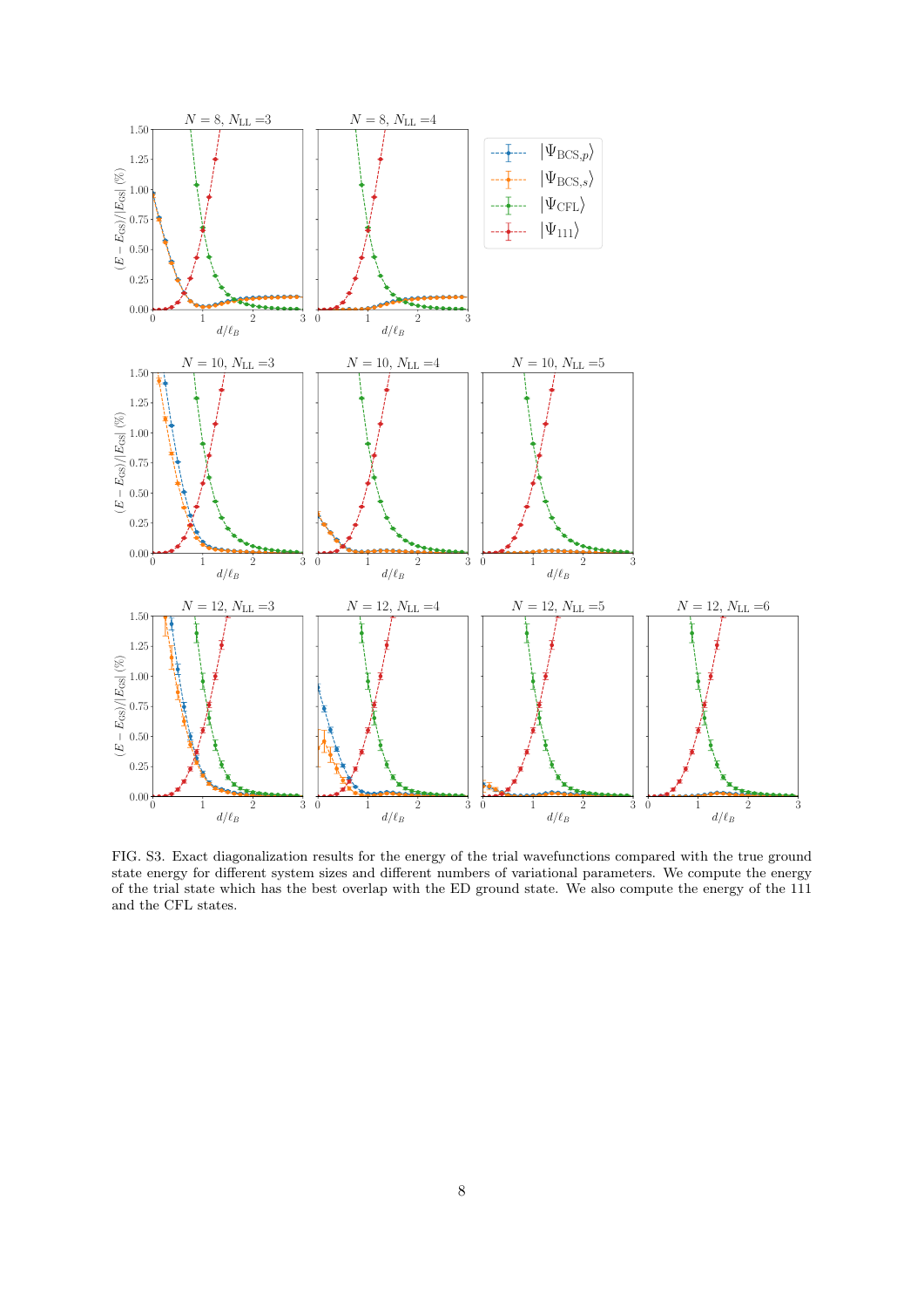FIG. S3. Exact diagonalization results for the energy of the trial wavefunctions compared with the true ground state energy for different system sizes and different numbers of variational parameters. We compute the energy of the trial state which has the best overlap with the ED ground state. We also compute the energy of the 111 and the CFL states.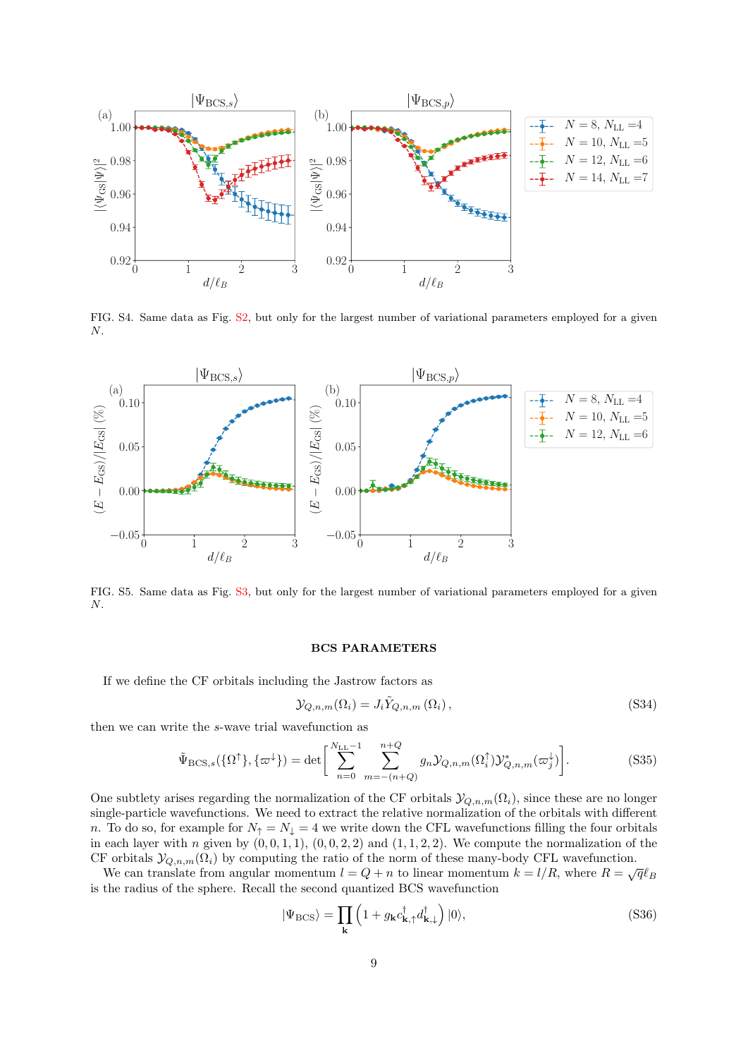FIG. S4. Same data as Fig. S2, but only for the largest number of variational parameters employed for a given $N$.

FIG. S5. Same data as Fig. S3, but only for the largest number of variational parameters employed for a given $N$.

## BCS PARAMETERS

If we define the CF orbitals including the Jastrow factors as

$$\mathcal{Y}_{Q,n,m}(\Omega_i) = J_i \tilde{Y}_{Q,n,m}(\Omega_i), \tag{S34}$$

then we can write the $s$-wave trial wavefunction as

$$\tilde{\Psi}_{\mathrm{BCS},s}(\{\Omega^{\uparrow}\},\{\varpi^{\downarrow}\}) = \det\left[\sum_{n=0}^{N_{\mathrm{LL}}-1}\sum_{m=-(n+Q)}^{n+Q} g_n \mathcal{Y}_{Q,n,m}(\Omega_i^{\uparrow})\mathcal{Y}^*_{Q,n,m}(\varpi_j^{\downarrow})\right]. \tag{S35}$$

One subtlety arises regarding the normalization of the CF orbitals $\mathcal{Y}_{Q,n,m}(\Omega_i)$, since these are no longer single-particle wavefunctions. We need to extract the relative normalization of the orbitals with different $n$. To do so, for example for $N_\uparrow = N_\downarrow = 4$ we write down the CFL wavefunctions filling the four orbitals in each layer with $n$ given by $(0,0,1,1)$, $(0,0,2,2)$ and $(1,1,2,2)$. We compute the normalization of the CF orbitals $\mathcal{Y}_{Q,n,m}(\Omega_i)$ by computing the ratio of the norm of these many-body CFL wavefunction.

We can translate from angular momentum $l = Q + n$ to linear momentum $k = l/R$, where $R = \sqrt{q}\ell_B$ is the radius of the sphere. Recall the second quantized BCS wavefunction

$$|\Psi_{\mathrm{BCS}}\rangle = \prod_{\mathbf{k}}\left(1 + g_{\mathbf{k}} c^{\dagger}_{\mathbf{k},\uparrow} d^{\dagger}_{\mathbf{k},\downarrow}\right)|0\rangle, \tag{S36}$$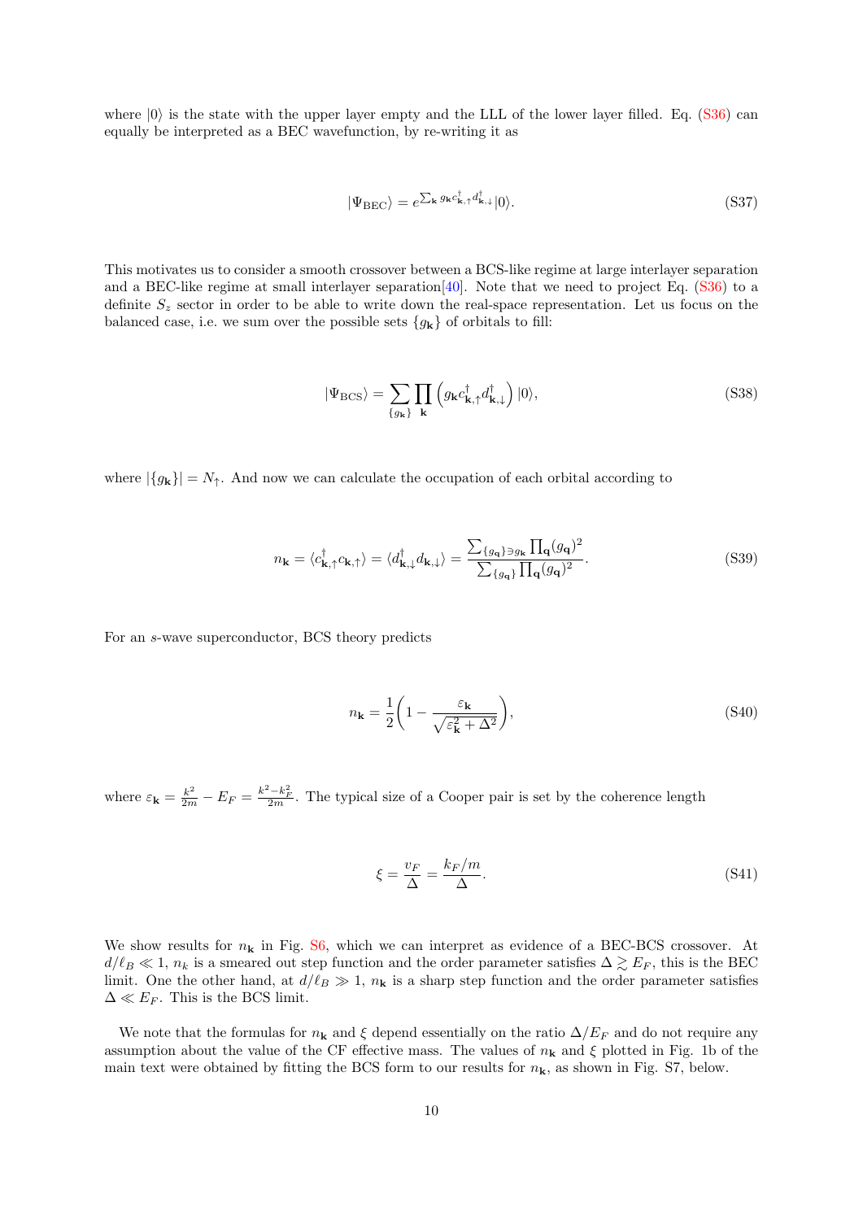where $|0\rangle$ is the state with the upper layer empty and the LLL of the lower layer filled. Eq. (S36) can equally be interpreted as a BEC wavefunction, by re-writing it as

$$|\Psi_{\rm BEC}\rangle = e^{\sum_{\mathbf{k}} g_{\mathbf{k}} c^\dagger_{\mathbf{k},\uparrow} d^\dagger_{\mathbf{k},\downarrow}}|0\rangle. \tag{S37}$$

This motivates us to consider a smooth crossover between a BCS-like regime at large interlayer separation and a BEC-like regime at small interlayer separation[40]. Note that we need to project Eq. (S36) to a definite $S_z$ sector in order to be able to write down the real-space representation. Let us focus on the balanced case, i.e. we sum over the possible sets $\{g_{\mathbf{k}}\}$ of orbitals to fill:

$$|\Psi_{\rm BCS}\rangle = \sum_{\{g_{\mathbf{k}}\}} \prod_{\mathbf{k}} \left( g_{\mathbf{k}} c^\dagger_{\mathbf{k},\uparrow} d^\dagger_{\mathbf{k},\downarrow} \right) |0\rangle, \tag{S38}$$

where $|\{g_{\mathbf{k}}\}| = N_\uparrow$. And now we can calculate the occupation of each orbital according to

$$n_{\mathbf{k}} = \langle c^\dagger_{\mathbf{k},\uparrow} c_{\mathbf{k},\uparrow} \rangle = \langle d^\dagger_{\mathbf{k},\downarrow} d_{\mathbf{k},\downarrow} \rangle = \frac{\sum_{\{g_{\mathbf{q}}\} \ni g_{\mathbf{k}}} \prod_{\mathbf{q}} (g_{\mathbf{q}})^2}{\sum_{\{g_{\mathbf{q}}\}} \prod_{\mathbf{q}} (g_{\mathbf{q}})^2}. \tag{S39}$$

For an $s$-wave superconductor, BCS theory predicts

$$n_{\mathbf{k}} = \frac{1}{2}\left( 1 - \frac{\varepsilon_{\mathbf{k}}}{\sqrt{\varepsilon_{\mathbf{k}}^2 + \Delta^2}} \right), \tag{S40}$$

where $\varepsilon_{\mathbf{k}} = \frac{k^2}{2m} - E_F = \frac{k^2 - k_F^2}{2m}$. The typical size of a Cooper pair is set by the coherence length

$$\xi = \frac{v_F}{\Delta} = \frac{k_F/m}{\Delta}. \tag{S41}$$

We show results for $n_{\mathbf{k}}$ in Fig. S6, which we can interpret as evidence of a BEC-BCS crossover. At $d/\ell_B \ll 1$, $n_k$ is a smeared out step function and the order parameter satisfies $\Delta \gtrsim E_F$, this is the BEC limit. One the other hand, at $d/\ell_B \gg 1$, $n_{\mathbf{k}}$ is a sharp step function and the order parameter satisfies $\Delta \ll E_F$. This is the BCS limit.

We note that the formulas for $n_{\mathbf{k}}$ and $\xi$ depend essentially on the ratio $\Delta/E_F$ and do not require any assumption about the value of the CF effective mass. The values of $n_{\mathbf{k}}$ and $\xi$ plotted in Fig. 1b of the main text were obtained by fitting the BCS form to our results for $n_{\mathbf{k}}$, as shown in Fig. S7, below.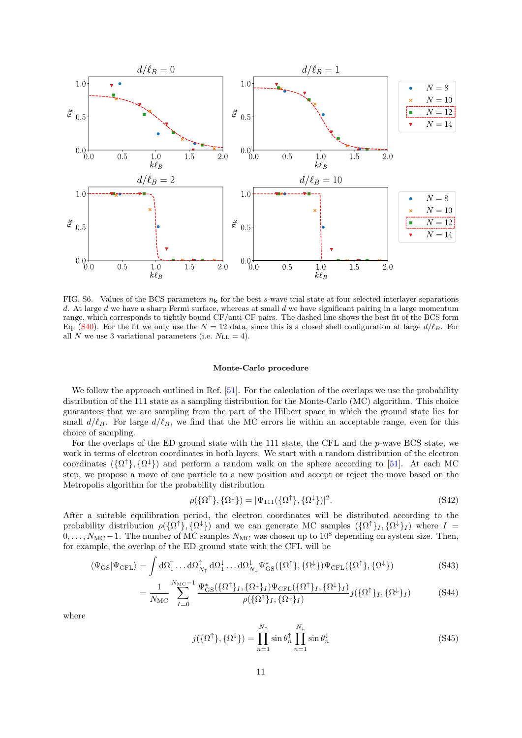FIG. S6. Values of the BCS parameters $n_{\mathbf{k}}$ for the best $s$-wave trial state at four selected interlayer separations $d$. At large $d$ we have a sharp Fermi surface, whereas at small $d$ we have significant pairing in a large momentum range, which corresponds to tightly bound CF/anti-CF pairs. The dashed line shows the best fit of the BCS form Eq. (S40). For the fit we only use the $N = 12$ data, since this is a closed shell configuration at large $d/\ell_B$. For all $N$ we use 3 variational parameters (i.e. $N_{\rm LL} = 4$).

### Monte-Carlo procedure

We follow the approach outlined in Ref. [51]. For the calculation of the overlaps we use the probability distribution of the 111 state as a sampling distribution for the Monte-Carlo (MC) algorithm. This choice guarantees that we are sampling from the part of the Hilbert space in which the ground state lies for small $d/\ell_B$. For large $d/\ell_B$, we find that the MC errors lie within an acceptable range, even for this choice of sampling.

For the overlaps of the ED ground state with the 111 state, the CFL and the $p$-wave BCS state, we work in terms of electron coordinates in both layers. We start with a random distribution of the electron coordinates $(\{\Omega^{\uparrow}\}, \{\Omega^{\downarrow}\})$ and perform a random walk on the sphere according to [51]. At each MC step, we propose a move of one particle to a new position and accept or reject the move based on the Metropolis algorithm for the probability distribution

$$\rho(\{\Omega^{\uparrow}\}, \{\Omega^{\downarrow}\}) = |\Psi_{111}(\{\Omega^{\uparrow}\}, \{\Omega^{\downarrow}\})|^2. \tag{S42}$$

After a suitable equilibration period, the electron coordinates will be distributed according to the probability distribution $\rho(\{\Omega^{\uparrow}\}, \{\Omega^{\downarrow}\})$ and we can generate MC samples $(\{\Omega^{\uparrow}\}_I, \{\Omega^{\downarrow}\}_I)$ where $I = 0, \ldots, N_{\rm MC} - 1$. The number of MC samples $N_{\rm MC}$ was chosen up to $10^8$ depending on system size. Then, for example, the overlap of the ED ground state with the CFL will be

$$\langle \Psi_{\rm GS} | \Psi_{\rm CFL} \rangle = \int {\rm d}\Omega_1^{\uparrow} \ldots {\rm d}\Omega_{N_{\uparrow}}^{\uparrow} \, {\rm d}\Omega_1^{\downarrow} \ldots {\rm d}\Omega_{N_{\downarrow}}^{\downarrow} \, \Psi_{\rm GS}^*(\{\Omega^{\uparrow}\}, \{\Omega^{\downarrow}\}) \Psi_{\rm CFL}(\{\Omega^{\uparrow}\}, \{\Omega^{\downarrow}\}) \tag{S43}$$

$$= \frac{1}{N_{\rm MC}} \sum_{I=0}^{N_{\rm MC}-1} \frac{\Psi_{\rm GS}^*(\{\Omega^{\uparrow}\}_I, \{\Omega^{\downarrow}\}_I) \Psi_{\rm CFL}(\{\Omega^{\uparrow}\}_I, \{\Omega^{\downarrow}\}_I)}{\rho(\{\Omega^{\uparrow}\}_I, \{\Omega^{\downarrow}\}_I)} j(\{\Omega^{\uparrow}\}_I, \{\Omega^{\downarrow}\}_I) \tag{S44}$$

where

$$j(\{\Omega^{\uparrow}\}, \{\Omega^{\downarrow}\}) = \prod_{n=1}^{N_{\uparrow}} \sin\theta_n^{\uparrow} \prod_{n=1}^{N_{\downarrow}} \sin\theta_n^{\downarrow} \tag{S45}$$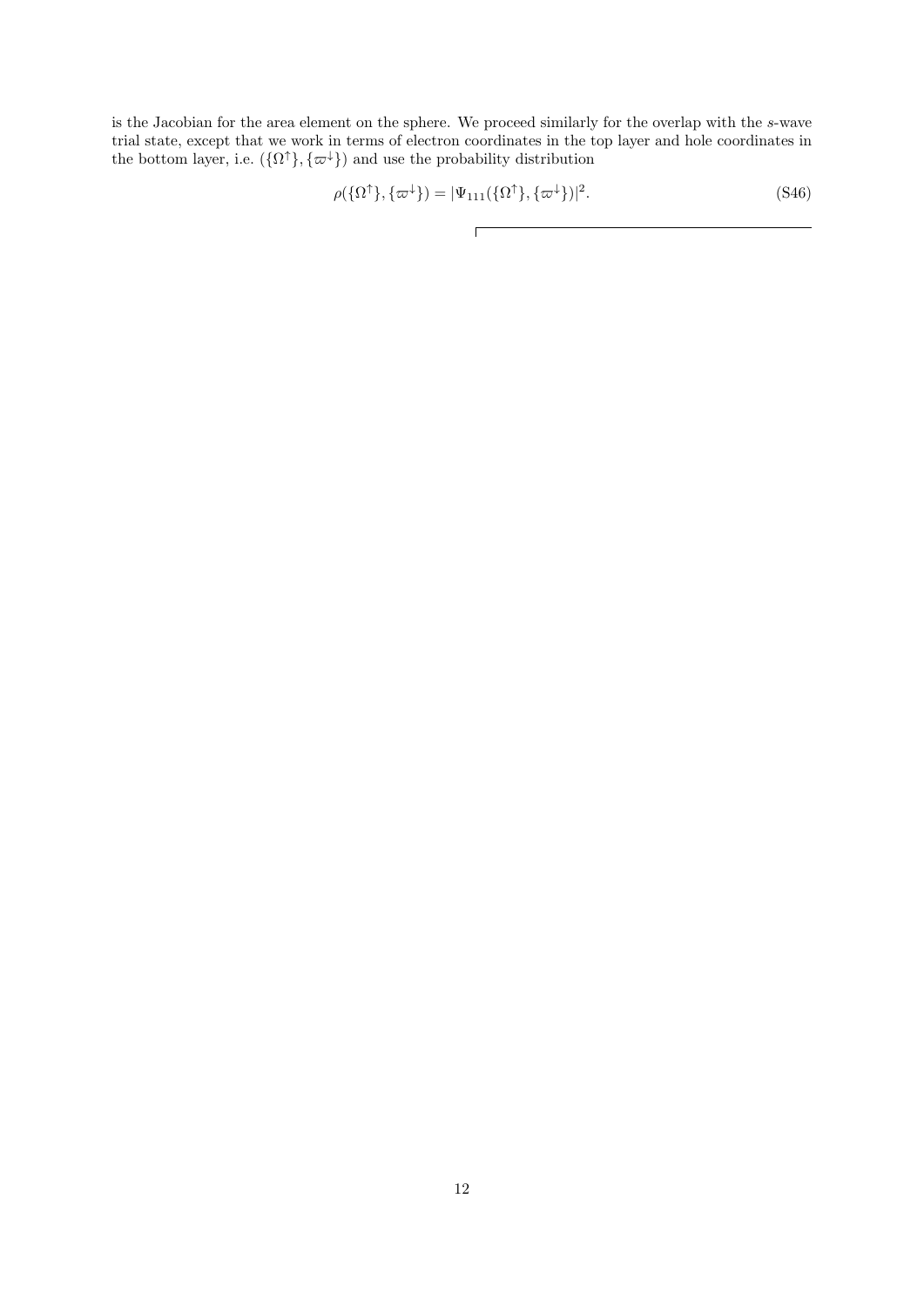is the Jacobian for the area element on the sphere. We proceed similarly for the overlap with the *s*-wave trial state, except that we work in terms of electron coordinates in the top layer and hole coordinates in the bottom layer, i.e. $(\{\Omega^{\uparrow}\}, \{\varpi^{\downarrow}\})$ and use the probability distribution

$$\rho(\{\Omega^{\uparrow}\}, \{\varpi^{\downarrow}\}) = |\Psi_{111}(\{\Omega^{\uparrow}\}, \{\varpi^{\downarrow}\})|^2. \tag{S46}$$